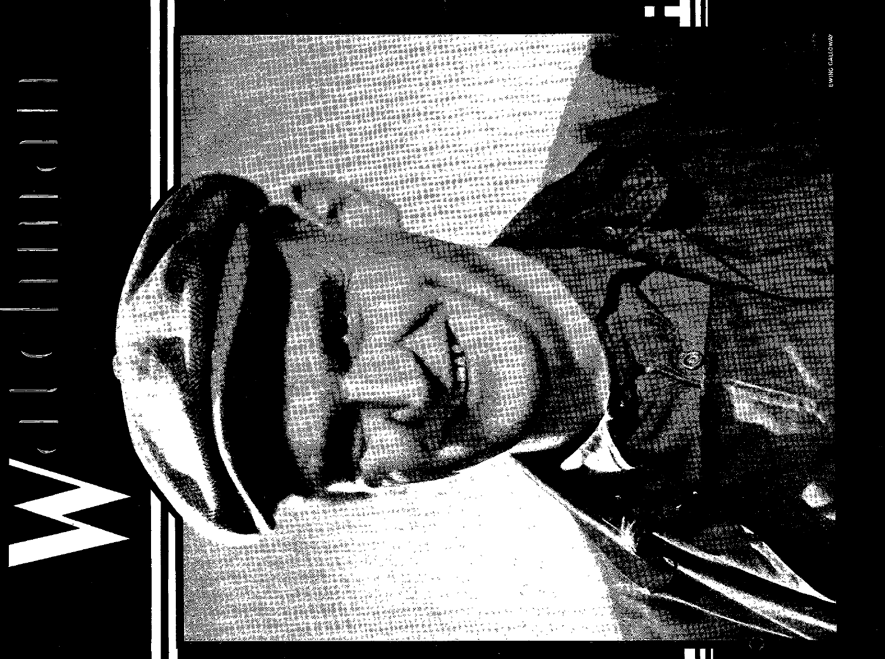# Watchman

EWING GALLOWAY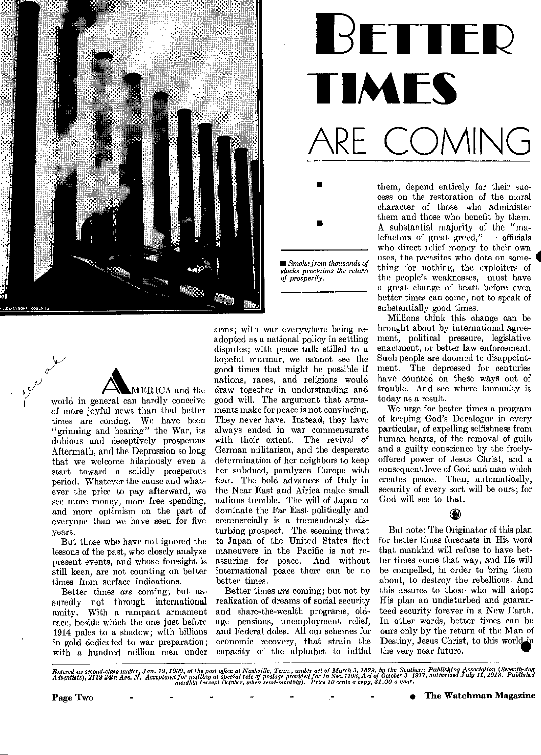# BETTER TIMES ARE COMING

*Smoke from thousands of stacks proclaims the return of prosperity.*

AMERICA and the world in general can hardly conceive of more joyful news than that better times are coming. We have been "grinning and bearing" the War, its dubious and deceptively prosperous Aftermath, and the Depression so long that we welcome hilariously even a start toward a solidly prosperous period. Whatever the cause and whatever the price to pay afterward, we see more money, more free spending, and more optimism on the part of everyone than we have seen for five years.

But those who have not ignored the lessons of the past, who closely analyze present events, and whose foresight is still keen, are not counting on better times from surface indications.

Better times *are* coming; but assuredly not through international amity. With a rampant armament race, beside which the one just before 1914 pales to a shadow; with billions in gold dedicated to war preparation; with a hundred million men under arms; with war everywhere being readopted as a national policy in settling disputes; with peace talk stilled to a hopeful murmur, we cannot see the good times that might be possible if nations, races, and religions would draw together in understanding and good will. The argument that armaments make for peace is not convincing. They never have. Instead, they have always ended in war commensurate with their extent. The revival of German militarism, and the desperate determination of her neighbors to keep her subdued, paralyzes Europe with fear. The bold advances of Italy in the Near East and Africa make small nations tremble. The will of Japan to dominate the Far East politically and commercially is a tremendously disturbing prospect. The seeming threat to Japan of the United States fleet maneuvers in the Pacific is not reassuring for peace. And without international peace there can be no better times.

Better times *are* coming; but not by realization of dreams of social security and share-the-wealth programs, old-age pensions, unemployment relief, and Federal doles. All our schemes for economic recovery, that strain the capacity of the alphabet to initial them, depend entirely for their success on the restoration of the moral character of those who administer them and those who benefit by them. A substantial majority of the "malefactors of great greed," — officials who direct relief money to their own uses, the parasites who dote on something for nothing, the exploiters of the people's weaknesses,—must have a great change of heart before even better times can come, not to speak of substantially good times.

Millions think this change can be brought about by international agreement, political pressure, legislative enactment, or better law enforcement. Such people are doomed to disappointment. The depressed for centuries have counted on these ways out of trouble. And see where humanity is today as a result.

We urge for better times a program of keeping God's Decalogue in every particular, of expelling selfishness from human hearts, of the removal of guilt and a guilty conscience by the freely-offered power of Jesus Christ, and a consequent love of God and man which creates peace. Then, automatically, security of every sort will be ours; for God will see to that.

But note: The Originator of this plan for better times forecasts in His word that mankind will refuse to have better times come that way, and He will be compelled, in order to bring them about, to destroy the rebellious. And this assures to those who will adopt His plan an undisturbed and guaranteed security forever in a New Earth. In other words, better times can be ours only by the return of the Man of Destiny, Jesus Christ, to this world in the very near future.

*Entered as second-class matter, Jan. 19, 1909, at the post office at Nashville, Tenn., under act of March 3, 1879, by the Southern Publishing Association (Seventh-day Adventists), 2119 24th Ave. N. Acceptance for mailing at special rate of postage provided for in Sec. 1103, Act of October 3, 1917, authorized July 11, 1918. Published monthly (except October, when semi-monthly). Price 10 cents a copy, $1.00 a year.*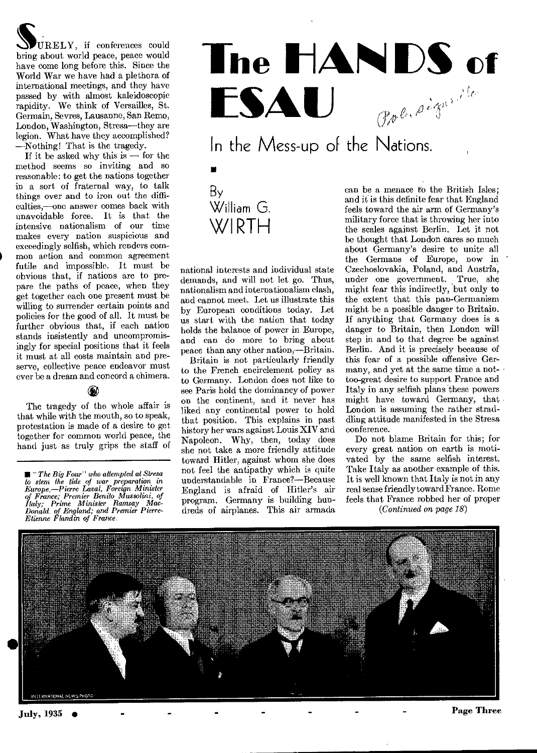# The HANDS of ESAU

## In the Mess-up of the Nations.

By William G. WIRTH

SURELY, if conferences could bring about world peace, peace would have come long before this. Since the World War we have had a plethora of international meetings, and they have passed by with almost kaleidoscopic rapidity. We think of Versailles, St. Germain, Sevres, Lausanne, San Remo, London, Washington, Stresa—they are legion. What have they accomplished? —Nothing! That is the tragedy.

If it be asked why this is — for the method seems so inviting and so reasonable: to get the nations together in a sort of fraternal way, to talk things over and to iron out the difficulties,—one answer comes back with unavoidable force. It is that the intensive nationalism of our time makes every nation suspicious and exceedingly selfish, which renders common action and common agreement futile and impossible. It must be obvious that, if nations are to prepare the paths of peace, when they get together each one present must be willing to surrender certain points and policies for the good of all. It must be further obvious that, if each nation stands insistently and uncompromisingly for special positions that it feels it must at all costs maintain and preserve, collective peace endeavor must ever be a dream and concord a chimera.

The tragedy of the whole affair is that while with the mouth, so to speak, protestation is made of a desire to get together for common world peace, the hand just as truly grips the staff of national interests and individual state demands, and will not let go. Thus, nationalism and internationalism clash, and cannot meet. Let us illustrate this by European conditions today. Let us start with the nation that today holds the balance of power in Europe, and can do more to bring about peace than any other nation,—Britain.

Britain is not particularly friendly to the French encirclement policy as to Germany. London does not like to see Paris hold the dominancy of power on the continent, and it never has liked any continental power to hold that position. This explains in past history her wars against Louis XIV and Napoleon. Why, then, today does she not take a more friendly attitude toward Hitler, against whom she does not feel the antipathy which is quite understandable in France?—Because England is afraid of Hitler's air program. Germany is building hundreds of airplanes. This air armada can be a menace to the British Isles; and it is this definite fear that England feels toward the air arm of Germany's military force that is throwing her into the scales against Berlin. Let it not be thought that London cares so much about Germany's desire to unite all the Germans of Europe, now in Czechoslovakia, Poland, and Austria, under one government. True, she might fear this indirectly, but only to the extent that this pan-Germanism might be a possible danger to Britain. If anything that Germany does is a danger to Britain, then London will step in and to that degree be against Berlin. And it is precisely because of this fear of a possible offensive Germany, and yet at the same time a not-too-great desire to support France and Italy in any selfish plans these powers might have toward Germany, that London is assuming the rather straddling attitude manifested in the Stresa conference.

Do not blame Britain for this; for every great nation on earth is motivated by the same selfish interest. Take Italy as another example of this. It is well known that Italy is not in any real sense friendly toward France. Rome feels that France robbed her of proper

*(Continued on page 18)*

■ *"The Big Four" who attempted at Stresa to stem the tide of war preparation in Europe.—Pierre Laval, Foreign Minister of France; Premier Benito Mussolini, of Italy; Prime Minister Ramsay MacDonald, of England; and Premier Pierre-Etienne Flandin of France.*

INTERNATIONAL NEWS PHOTO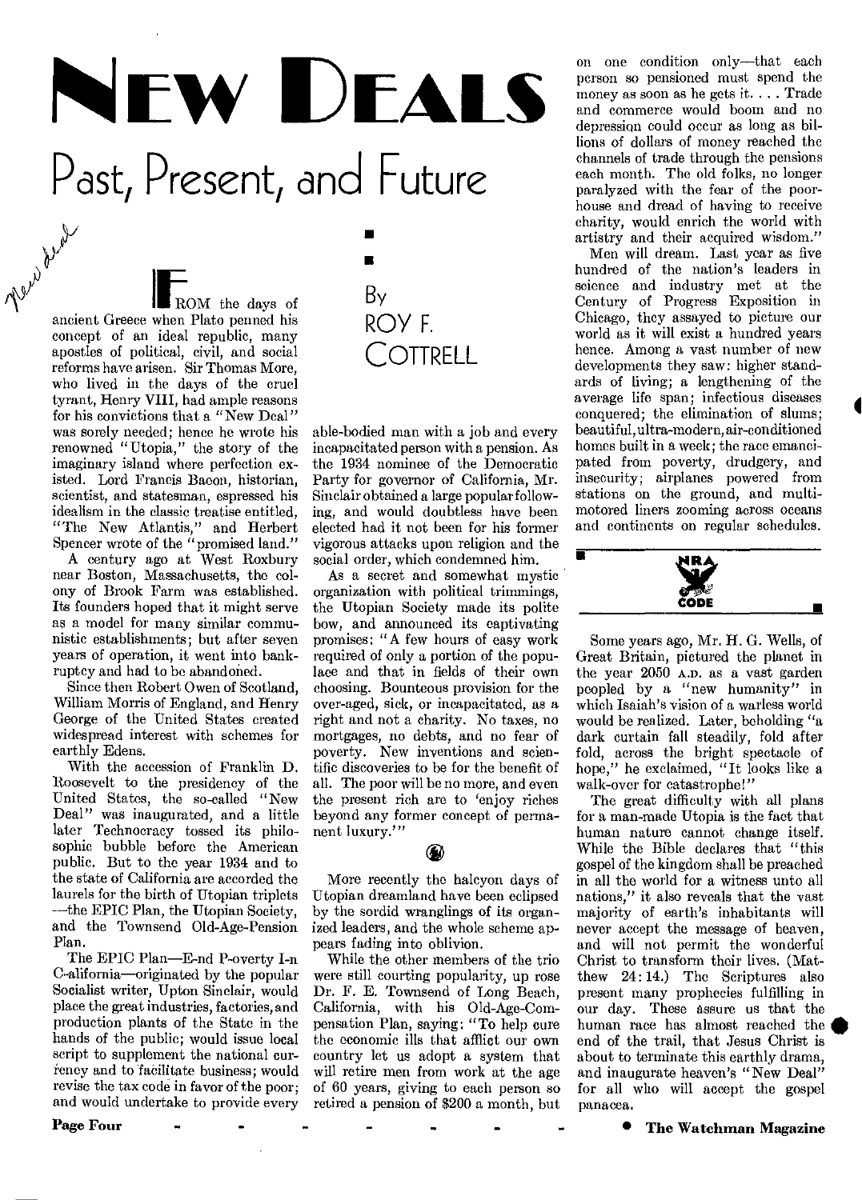# New Deals

## Past, Present, and Future

By ROY F. COTTRELL

FROM the days of ancient Greece when Plato penned his concept of an ideal republic, many apostles of political, civil, and social reforms have arisen. Sir Thomas More, who lived in the days of the cruel tyrant, Henry VIII, had ample reasons for his convictions that a "New Deal" was sorely needed; hence he wrote his renowned "Utopia," the story of the imaginary island where perfection existed. Lord Francis Bacon, historian, scientist, and statesman, espressed his idealism in the classic treatise entitled, "The New Atlantis," and Herbert Spencer wrote of the "promised land."

A century ago at West Roxbury near Boston, Massachusetts, the colony of Brook Farm was established. Its founders hoped that it might serve as a model for many similar communistic establishments; but after seven years of operation, it went into bankruptcy and had to be abandoned.

Since then Robert Owen of Scotland, William Morris of England, and Henry George of the United States created widespread interest with schemes for earthly Edens.

With the accession of Franklin D. Roosevelt to the presidency of the United States, the so-called "New Deal" was inaugurated, and a little later Technocracy tossed its philosophic bubble before the American public. But to the year 1934 and to the state of California are accorded the laurels for the birth of Utopian triplets —the EPIC Plan, the Utopian Society, and the Townsend Old-Age-Pension Plan.

The EPIC Plan—E-nd P-overty I-n C-alifornia—originated by the popular Socialist writer, Upton Sinclair, would place the great industries, factories, and production plants of the State in the hands of the public; would issue local script to supplement the national currency and to facilitate business; would revise the tax code in favor of the poor; and would undertake to provide every able-bodied man with a job and every incapacitated person with a pension. As the 1934 nominee of the Democratic Party for governor of California, Mr. Sinclair obtained a large popular following, and would doubtless have been elected had it not been for his former vigorous attacks upon religion and the social order, which condemned him.

As a secret and somewhat mystic organization with political trimmings, the Utopian Society made its polite bow, and announced its captivating promises: "A few hours of easy work required of only a portion of the populace and that in fields of their own choosing. Bounteous provision for the over-aged, sick, or incapacitated, as a right and not a charity. No taxes, no mortgages, no debts, and no fear of poverty. New inventions and scientific discoveries to be for the benefit of all. The poor will be no more, and even the present rich are to 'enjoy riches beyond any former concept of permanent luxury.'"

More recently the halcyon days of Utopian dreamland have been eclipsed by the sordid wranglings of its organized leaders, and the whole scheme appears fading into oblivion.

While the other members of the trio were still courting popularity, up rose Dr. F. E. Townsend of Long Beach, California, with his Old-Age-Compensation Plan, saying: "To help cure the economic ills that afflict our own country let us adopt a system that will retire men from work at the age of 60 years, giving to each person so retired a pension of $200 a month, but on one condition only—that each person so pensioned must spend the money as soon as he gets it. . . . Trade and commerce would boom and no depression could occur as long as billions of dollars of money reached the channels of trade through the pensions each month. The old folks, no longer paralyzed with the fear of the poorhouse and dread of having to receive charity, would enrich the world with artistry and their acquired wisdom."

Men will dream. Last year as five hundred of the nation's leaders in science and industry met at the Century of Progress Exposition in Chicago, they assayed to picture our world as it will exist a hundred years hence. Among a vast number of new developments they saw: higher standards of living; a lengthening of the average life span; infectious diseases conquered; the elimination of slums; beautiful, ultra-modern, air-conditioned homes built in a week; the race emancipated from poverty, drudgery, and insecurity; airplanes powered from stations on the ground, and multimotored liners zooming across oceans and continents on regular schedules.

NRA CODE

Some years ago, Mr. H. G. Wells, of Great Britain, pictured the planet in the year 2050 A.D. as a vast garden peopled by a "new humanity" in which Isaiah's vision of a warless world would be realized. Later, beholding "a dark curtain fall steadily, fold after fold, across the bright spectacle of hope," he exclaimed, "It looks like a walk-over for catastrophe!"

The great difficulty with all plans for a man-made Utopia is the fact that human nature cannot change itself. While the Bible declares that "this gospel of the kingdom shall be preached in all the world for a witness unto all nations," it also reveals that the vast majority of earth's inhabitants will never accept the message of heaven, and will not permit the wonderful Christ to transform their lives. (Matthew 24:14.) The Scriptures also present many prophecies fulfilling in our day. These assure us that the human race has almost reached the end of the trail, that Jesus Christ is about to terminate this earthly drama, and inaugurate heaven's "New Deal" for all who will accept the gospel panacea.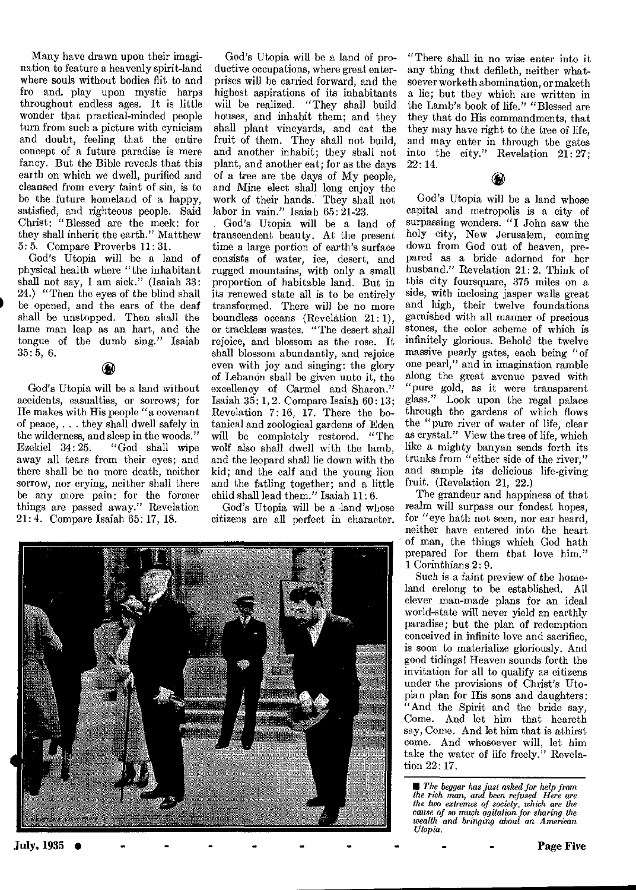Many have drawn upon their imagination to feature a heavenly spirit-land where souls without bodies flit to and fro and play upon mystic harps throughout endless ages. It is little wonder that practical-minded people turn from such a picture with cynicism and doubt, feeling that the entire concept of a future paradise is mere fancy. But the Bible reveals that this earth on which we dwell, purified and cleansed from every taint of sin, is to be the future homeland of a happy, satisfied, and righteous people. Said Christ: "Blessed are the meek: for they shall inherit the earth." Matthew 5: 5. Compare Proverbs 11: 31.

God's Utopia will be a land of physical health where "the inhabitant shall not say, I am sick." (Isaiah 33: 24.) "Then the eyes of the blind shall be opened, and the ears of the deaf shall be unstopped. Then shall the lame man leap as an hart, and the tongue of the dumb sing." Isaiah 35: 5, 6.

God's Utopia will be a land without accidents, casualties, or sorrows; for He makes with His people "a covenant of peace, . . . they shall dwell safely in the wilderness, and sleep in the woods." Ezekiel 34: 25. "God shall wipe away all tears from their eyes; and there shall be no more death, neither sorrow, nor crying, neither shall there be any more pain: for the former things are passed away." Revelation 21: 4. Compare Isaiah 65: 17, 18.

God's Utopia will be a land of productive occupations, where great enterprises will be carried forward, and the highest aspirations of its inhabitants will be realized. "They shall build houses, and inhabit them; and they shall plant vineyards, and eat the fruit of them. They shall not build, and another inhabit; they shall not plant, and another eat; for as the days of a tree are the days of My people, and Mine elect shall long enjoy the work of their hands. They shall not labor in vain." Isaiah 65: 21-23.

God's Utopia will be a land of transcendent beauty. At the present time a large portion of earth's surface consists of water, ice, desert, and rugged mountains, with only a small proportion of habitable land. But in its renewed state all is to be entirely transformed. There will be no more boundless oceans (Revelation 21: 1), or trackless wastes. "The desert shall rejoice, and blossom as the rose. It shall blossom abundantly, and rejoice even with joy and singing: the glory of Lebanon shall be given unto it, the excellency of Carmel and Sharon." Isaiah 35: 1, 2. Compare Isaiah 60: 13; Revelation 7: 16, 17. There the botanical and zoological gardens of Eden will be completely restored. "The wolf also shall dwell with the lamb, and the leopard shall lie down with the kid; and the calf and the young lion and the fatling together; and a little child shall lead them." Isaiah 11: 6.

God's Utopia will be a land whose citizens are all perfect in character. "There shall in no wise enter into it any thing that defileth, neither whatsoever worketh abomination, or maketh a lie; but they which are written in the Lamb's book of life." "Blessed are they that do His commandments, that they may have right to the tree of life, and may enter in through the gates into the city." Revelation 21: 27; 22: 14.

God's Utopia will be a land whose capital and metropolis is a city of surpassing wonders. "I John saw the holy city, New Jerusalem, coming down from God out of heaven, prepared as a bride adorned for her husband." Revelation 21: 2. Think of this city foursquare, 375 miles on a side, with inclosing jasper walls great and high, their twelve foundations garnished with all manner of precious stones, the color scheme of which is infinitely glorious. Behold the twelve massive pearly gates, each being "of one pearl," and in imagination ramble along the great avenue paved with "pure gold, as it were transparent glass." Look upon the regal palace through the gardens of which flows the "pure river of water of life, clear as crystal." View the tree of life, which like a mighty banyan sends forth its trunks from "either side of the river," and sample its delicious life-giving fruit. (Revelation 21, 22.)

The grandeur and happiness of that realm will surpass our fondest hopes, for "eye hath not seen, nor ear heard, neither have entered into the heart of man, the things which God hath prepared for them that love him." 1 Corinthians 2: 9.

Such is a faint preview of the homeland erelong to be established. All clever man-made plans for an ideal world-state will never yield an earthly paradise; but the plan of redemption conceived in infinite love and sacrifice, is soon to materialize gloriously. And good tidings! Heaven sounds forth the invitation for all to qualify as citizens under the provisions of Christ's Utopian plan for His sons and daughters: "And the Spirit and the bride say, Come. And let him that heareth say, Come. And let him that is athirst come. And whosoever will, let him take the water of life freely." Revelation 22: 17.

*The beggar has just asked for help from the rich man, and been refused. Here are the two extremes of society, which are the cause of so much agitation for sharing the wealth and bringing about an American Utopia.*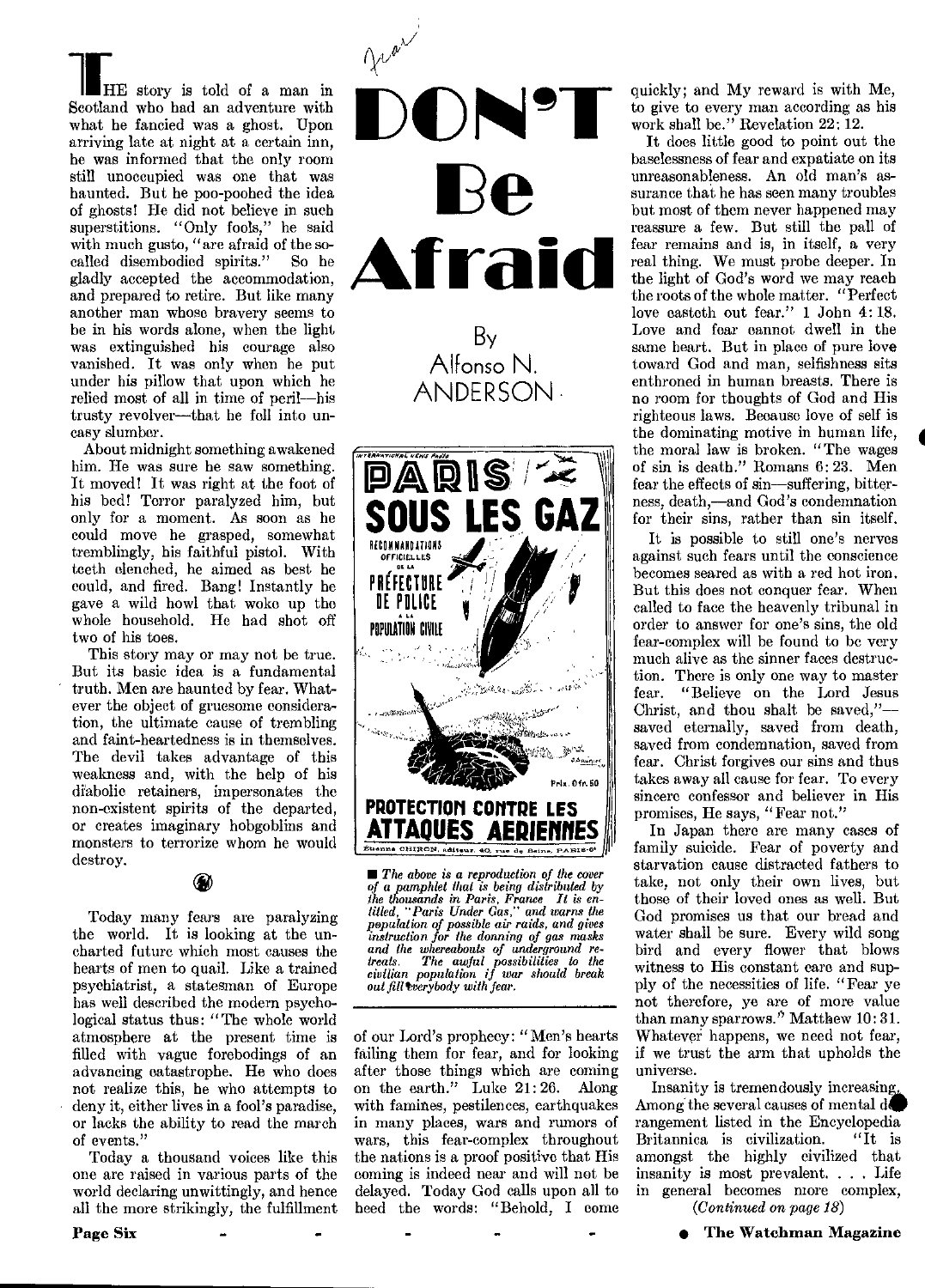# DON'T Be Afraid

By Alfonso N. ANDERSON

THE story is told of a man in Scotland who had an adventure with what he fancied was a ghost. Upon arriving late at night at a certain inn, he was informed that the only room still unoccupied was one that was haunted. But he poo-poohed the idea of ghosts! He did not believe in such superstitions. "Only fools," he said with much gusto, "are afraid of the so-called disembodied spirits." So he gladly accepted the accommodation, and prepared to retire. But like many another man whose bravery seems to be in his words alone, when the light was extinguished his courage also vanished. It was only when he put under his pillow that upon which he relied most of all in time of peril—his trusty revolver—that he fell into uneasy slumber.

About midnight something awakened him. He was sure he saw something. It moved! It was right at the foot of his bed! Terror paralyzed him, but only for a moment. As soon as he could move he grasped, somewhat tremblingly, his faithful pistol. With teeth clenched, he aimed as best he could, and fired. Bang! Instantly he gave a wild howl that woke up the whole household. He had shot off two of his toes.

This story may or may not be true. But its basic idea is a fundamental truth. Men are haunted by fear. Whatever the object of gruesome consideration, the ultimate cause of trembling and faint-heartedness is in themselves. The devil takes advantage of this weakness and, with the help of his diabolic retainers, impersonates the non-existent spirits of the departed, or creates imaginary hobgoblins and monsters to terrorize whom he would destroy.

Today many fears are paralyzing the world. It is looking at the uncharted future which most causes the hearts of men to quail. Like a trained psychiatrist, a statesman of Europe has well described the modern psychological status thus: "The whole world atmosphere at the present time is filled with vague forebodings of an advancing catastrophe. He who does not realize this, he who attempts to deny it, either lives in a fool's paradise, or lacks the ability to read the march of events."

Today a thousand voices like this one are raised in various parts of the world declaring unwittingly, and hence all the more strikingly, the fulfillment of our Lord's prophecy: "Men's hearts failing them for fear, and for looking after those things which are coming on the earth." Luke 21:26. Along with famines, pestilences, earthquakes in many places, wars and rumors of wars, this fear-complex throughout the nations is a proof positive that His coming is indeed near and will not be delayed. Today God calls upon all to heed the words: "Behold, I come quickly; and My reward is with Me, to give to every man according as his work shall be." Revelation 22:12.

PARIS SOUS LES GAZ — RECOMMANDATIONS OFFICIELLES DE LA PRÉFECTURE DE POLICE À LA POPULATION CIVILE — PROTECTION CONTRE LES ATTAQUES AERIENNES

*The above is a reproduction of the cover of a pamphlet that is being distributed by the thousands in Paris, France. It is entitled, "Paris Under Gas," and warns the population of possible air raids, and gives instruction for the donning of gas masks and the whereabouts of underground retreats. The awful possibilities to the civilian population if war should break out fill everybody with fear.*

It does little good to point out the baselessness of fear and expatiate on its unreasonableness. An old man's assurance that he has seen many troubles but most of them never happened may reassure a few. But still the pall of fear remains and is, in itself, a very real thing. We must probe deeper. In the light of God's word we may reach the roots of the whole matter. "Perfect love casteth out fear." 1 John 4:18. Love and fear cannot dwell in the same heart. But in place of pure love toward God and man, selfishness sits enthroned in human breasts. There is no room for thoughts of God and His righteous laws. Because love of self is the dominating motive in human life, the moral law is broken. "The wages of sin is death." Romans 6:23. Men fear the effects of sin—suffering, bitterness, death,—and God's condemnation for their sins, rather than sin itself.

It is possible to still one's nerves against such fears until the conscience becomes seared as with a red hot iron. But this does not conquer fear. When called to face the heavenly tribunal in order to answer for one's sins, the old fear-complex will be found to be very much alive as the sinner faces destruction. There is only one way to master fear. "Believe on the Lord Jesus Christ, and thou shalt be saved,"—saved eternally, saved from death, saved from condemnation, saved from fear. Christ forgives our sins and thus takes away all cause for fear. To every sincere confessor and believer in His promises, He says, "Fear not."

In Japan there are many cases of family suicide. Fear of poverty and starvation cause distracted fathers to take, not only their own lives, but those of their loved ones as well. But God promises us that our bread and water shall be sure. Every wild song bird and every flower that blows witness to His constant care and supply of the necessities of life. "Fear ye not therefore, ye are of more value than many sparrows." Matthew 10:31. Whatever happens, we need not fear, if we trust the arm that upholds the universe.

Insanity is tremendously increasing. Among the several causes of mental derangement listed in the Encyclopedia Britannica is civilization. "It is amongst the highly civilized that insanity is most prevalent. . . . Life in general becomes more complex,

*(Continued on page 18)*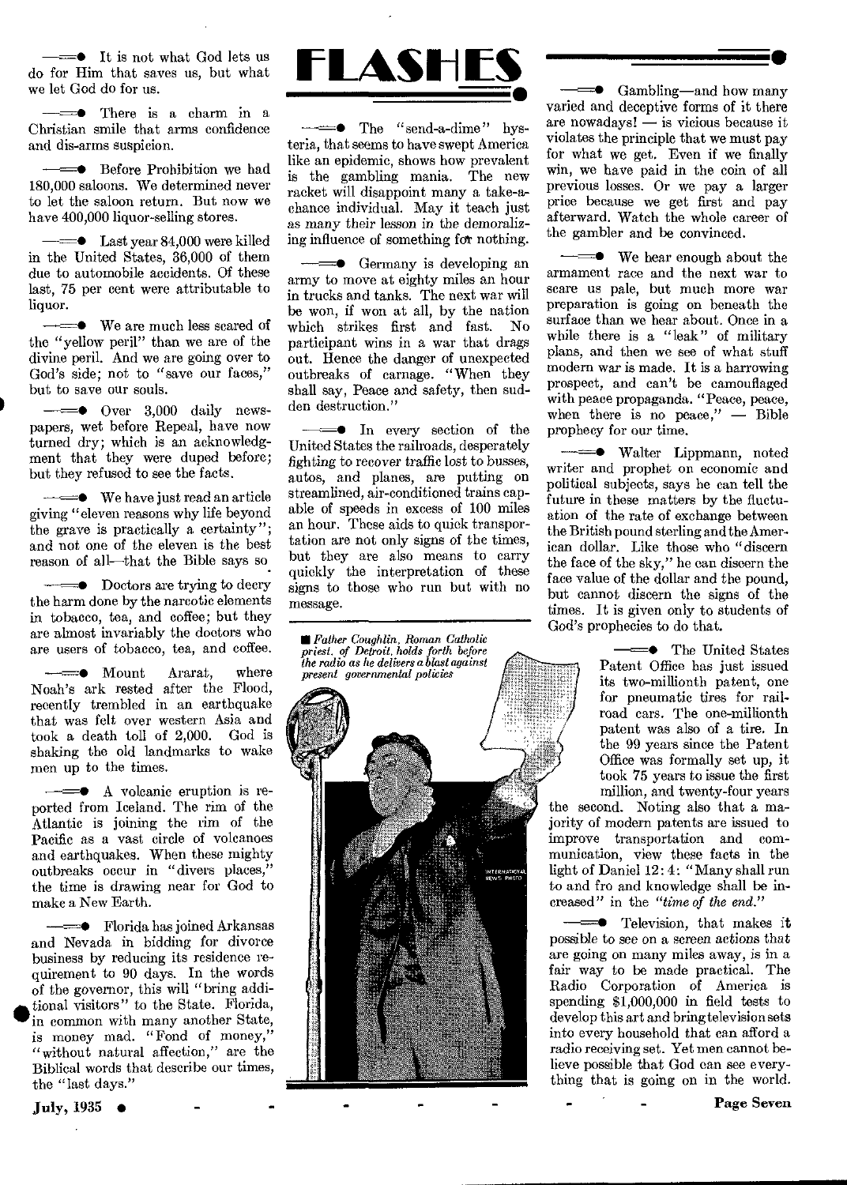# FLASHES

It is not what God lets us do for Him that saves us, but what we let God do for us.

There is a charm in a Christian smile that arms confidence and dis-arms suspicion.

Before Prohibition we had 180,000 saloons. We determined never to let the saloon return. But now we have 400,000 liquor-selling stores.

Last year 84,000 were killed in the United States, 36,000 of them due to automobile accidents. Of these last, 75 per cent were attributable to liquor.

We are much less scared of the "yellow peril" than we are of the divine peril. And we are going over to God's side; not to "save our faces," but to save our souls.

Over 3,000 daily newspapers, wet before Repeal, have now turned dry; which is an acknowledgment that they were duped before; but they refused to see the facts.

We have just read an article giving "eleven reasons why life beyond the grave is practically a certainty"; and not one of the eleven is the best reason of all—that the Bible says so.

Doctors are trying to decry the harm done by the narcotic elements in tobacco, tea, and coffee; but they are almost invariably the doctors who are users of tobacco, tea, and coffee.

Mount Ararat, where Noah's ark rested after the Flood, recently trembled in an earthquake that was felt over western Asia and took a death toll of 2,000. God is shaking the old landmarks to wake men up to the times.

A volcanic eruption is reported from Iceland. The rim of the Atlantic is joining the rim of the Pacific as a vast circle of volcanoes and earthquakes. When these mighty outbreaks occur in "divers places," the time is drawing near for God to make a New Earth.

Florida has joined Arkansas and Nevada in bidding for divorce business by reducing its residence requirement to 90 days. In the words of the governor, this will "bring additional visitors" to the State. Florida, in common with many another State, is money mad. "Fond of money," "without natural affection," are the Biblical words that describe our times, the "last days."

The "send-a-dime" hysteria, that seems to have swept America like an epidemic, shows how prevalent is the gambling mania. The new racket will disappoint many a take-a-chance individual. May it teach just as many their lesson in the demoralizing influence of something for nothing.

Germany is developing an army to move at eighty miles an hour in trucks and tanks. The next war will be won, if won at all, by the nation which strikes first and fast. No participant wins in a war that drags out. Hence the danger of unexpected outbreaks of carnage. "When they shall say, Peace and safety, then sudden destruction."

In every section of the United States the railroads, desperately fighting to recover traffic lost to busses, autos, and planes, are putting on streamlined, air-conditioned trains capable of speeds in excess of 100 miles an hour. These aids to quick transportation are not only signs of the times, but they are also means to carry quickly the interpretation of these signs to those who run but with no message.

*Father Coughlin, Roman Catholic priest, of Detroit, holds forth before the radio as he delivers a blast against present governmental policies*

Gambling—and how many varied and deceptive forms of it there are nowadays! — is vicious because it violates the principle that we must pay for what we get. Even if we finally win, we have paid in the coin of all previous losses. Or we pay a larger price because we get first and pay afterward. Watch the whole career of the gambler and be convinced.

We hear enough about the armament race and the next war to scare us pale, but much more war preparation is going on beneath the surface than we hear about. Once in a while there is a "leak" of military plans, and then we see of what stuff modern war is made. It is a harrowing prospect, and can't be camouflaged with peace propaganda. "Peace, peace, when there is no peace," — Bible prophecy for our time.

Walter Lippmann, noted writer and prophet on economic and political subjects, says he can tell the future in these matters by the fluctuation of the rate of exchange between the British pound sterling and the American dollar. Like those who "discern the face of the sky," he can discern the face value of the dollar and the pound, but cannot discern the signs of the times. It is given only to students of God's prophecies to do that.

The United States Patent Office has just issued its two-millionth patent, one for pneumatic tires for railroad cars. The one-millionth patent was also of a tire. In the 99 years since the Patent Office was formally set up, it took 75 years to issue the first million, and twenty-four years the second. Noting also that a majority of modern patents are issued to improve transportation and communication, view these facts in the light of Daniel 12:4: "Many shall run to and fro and knowledge shall be increased" in the *"time of the end."*

Television, that makes it possible to see on a screen actions that are going on many miles away, is in a fair way to be made practical. The Radio Corporation of America is spending $1,000,000 in field tests to develop this art and bring television sets into every household that can afford a radio receiving set. Yet men cannot believe possible that God can see everything that is going on in the world.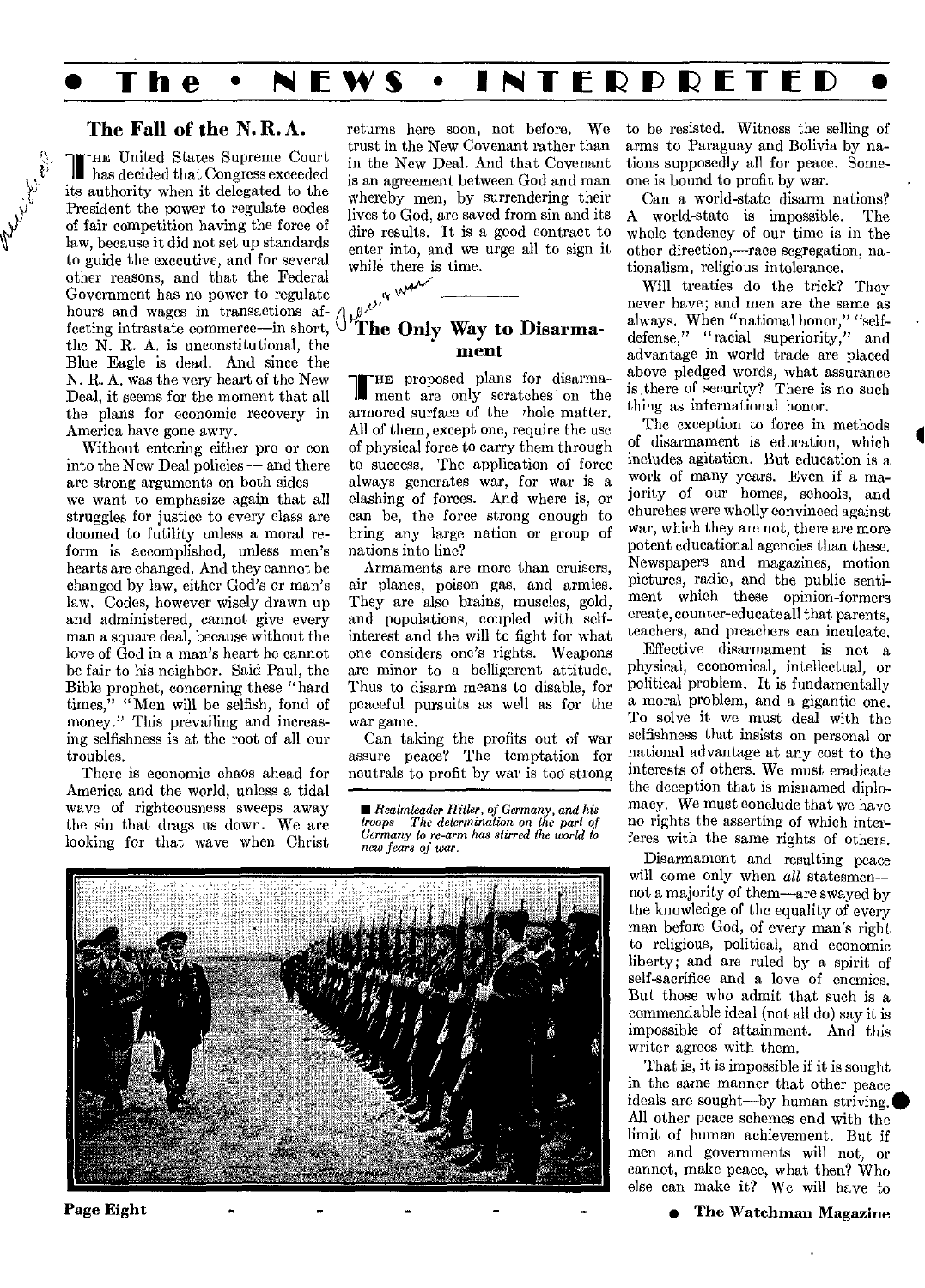## The Fall of the N. R. A.

The United States Supreme Court has decided that Congress exceeded its authority when it delegated to the President the power to regulate codes of fair competition having the force of law, because it did not set up standards to guide the executive, and for several other reasons, and that the Federal Government has no power to regulate hours and wages in transactions affecting intrastate commerce—in short, the N. R. A. is unconstitutional, the Blue Eagle is dead. And since the N. R. A. was the very heart of the New Deal, it seems for the moment that all the plans for economic recovery in America have gone awry.

Without entering either pro or con into the New Deal policies — and there are strong arguments on both sides — we want to emphasize again that all struggles for justice to every class are doomed to futility unless a moral reform is accomplished, unless men's hearts are changed. And they cannot be changed by law, either God's or man's law. Codes, however wisely drawn up and administered, cannot give every man a square deal, because without the love of God in a man's heart he cannot be fair to his neighbor. Said Paul, the Bible prophet, concerning these "hard times," "Men will be selfish, fond of money." This prevailing and increasing selfishness is at the root of all our troubles.

There is economic chaos ahead for America and the world, unless a tidal wave of righteousness sweeps away the sin that drags us down. We are looking for that wave when Christ returns here soon, not before. We trust in the New Covenant rather than in the New Deal. And that Covenant is an agreement between God and man whereby men, by surrendering their lives to God, are saved from sin and its dire results. It is a good contract to enter into, and we urge all to sign it while there is time.

## The Only Way to Disarmament

The proposed plans for disarmament are only scratches on the armored surface of the whole matter. All of them, except one, require the use of physical force to carry them through to success. The application of force always generates war, for war is a clashing of forces. And where is, or can be, the force strong enough to bring any large nation or group of nations into line?

Armaments are more than cruisers, air planes, poison gas, and armies. They are also brains, muscles, gold, and populations, coupled with self-interest and the will to fight for what one considers one's rights. Weapons are minor to a belligerent attitude. Thus to disarm means to disable, for peaceful pursuits as well as for the war game.

Can taking the profits out of war assure peace? The temptation for neutrals to profit by war is too strong to be resisted. Witness the selling of arms to Paraguay and Bolivia by nations supposedly all for peace. Someone is bound to profit by war.

Can a world-state disarm nations? A world-state is impossible. The whole tendency of our time is in the other direction,—race segregation, nationalism, religious intolerance.

Will treaties do the trick? They never have; and men are the same as always. When "national honor," "self-defense," "racial superiority," and advantage in world trade are placed above pledged words, what assurance is there of security? There is no such thing as international honor.

The exception to force in methods of disarmament is education, which includes agitation. But education is a work of many years. Even if a majority of our homes, schools, and churches were wholly convinced against war, which they are not, there are more potent educational agencies than these. Newspapers and magazines, motion pictures, radio, and the public sentiment which these opinion-formers create, counter-educate all that parents, teachers, and preachers can inculcate.

Effective disarmament is not a physical, economical, intellectual, or political problem. It is fundamentally a moral problem, and a gigantic one. To solve it we must deal with the selfishness that insists on personal or national advantage at any cost to the interests of others. We must eradicate the deception that is misnamed diplomacy. We must conclude that we have no rights the asserting of which interferes with the same rights of others.

Disarmament and resulting peace will come only when *all* statesmen—not a majority of them—are swayed by the knowledge of the equality of every man before God, of every man's right to religious, political, and economic liberty; and are ruled by a spirit of self-sacrifice and a love of enemies. But those who admit that such is a commendable ideal (not all do) say it is impossible of attainment. And this writer agrees with them.

That is, it is impossible if it is sought in the same manner that other peace ideals are sought—by human striving. All other peace schemes end with the limit of human achievement. But if men and governments will not, or cannot, make peace, what then? Who else can make it? We will have to

■ *Realmleader Hitler, of Germany, and his troops The determination on the part of Germany to re-arm has stirred the world to new fears of war.*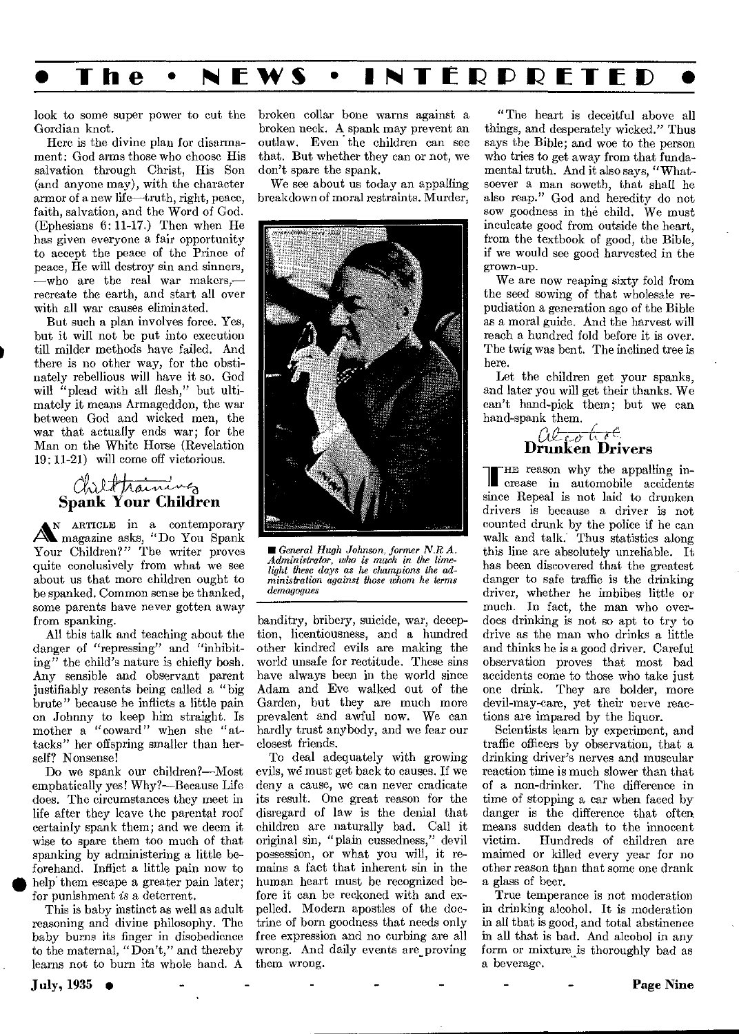look to some super power to cut the Gordian knot.

Here is the divine plan for disarmament: God arms those who choose His salvation through Christ, His Son (and anyone may), with the character armor of a new life—truth, right, peace, faith, salvation, and the Word of God. (Ephesians 6:11-17.) Then when He has given everyone a fair opportunity to accept the peace of the Prince of peace, He will destroy sin and sinners, —who are the real war makers,— recreate the earth, and start all over with all war causes eliminated.

But such a plan involves force. Yes, but it will not be put into execution till milder methods have failed. And there is no other way, for the obstinately rebellious will have it so. God will "plead with all flesh," but ultimately it means Armageddon, the war between God and wicked men, the war that actually ends war; for the Man on the White Horse (Revelation 19:11-21) will come off victorious.

## Spank Your Children

An article in a contemporary magazine asks, "Do You Spank Your Children?" The writer proves quite conclusively from what we see about us that more children ought to be spanked. Common sense be thanked, some parents have never gotten away from spanking.

All this talk and teaching about the danger of "repressing" and "inhibiting" the child's nature is chiefly bosh. Any sensible and observant parent justifiably resents being called a "big brute" because he inflicts a little pain on Johnny to keep him straight. Is mother a "coward" when she "attacks" her offspring smaller than herself? Nonsense!

Do we spank our children?—Most emphatically yes! Why?—Because Life does. The circumstances they meet in life after they leave the parental roof certainly spank them; and we deem it wise to spare them too much of that spanking by administering a little beforehand. Inflict a little pain now to help them escape a greater pain later; for punishment *is* a deterrent.

This is baby instinct as well as adult reasoning and divine philosophy. The baby burns its finger in disobedience to the maternal, "Don't," and thereby learns not to burn its whole hand. A broken collar bone warns against a broken neck. A spank may prevent an outlaw. Even the children can see that. But whether they can or not, we don't spare the spank.

We see about us today an appalling breakdown of moral restraints. Murder, banditry, bribery, suicide, war, deception, licentiousness, and a hundred other kindred evils are making the world unsafe for rectitude. These sins have always been in the world since Adam and Eve walked out of the Garden, but they are much more prevalent and awful now. We can hardly trust anybody, and we fear our closest friends.

*General Hugh Johnson, former N.R.A. Administrator, who is much in the limelight these days as he champions the administration against those whom he terms demagogues*

To deal adequately with growing evils, we must get back to causes. If we deny a cause, we can never eradicate its result. One great reason for the disregard of law is the denial that children are naturally bad. Call it original sin, "plain cussedness," devil possession, or what you will, it remains a fact that inherent sin in the human heart must be recognized before it can be reckoned with and expelled. Modern apostles of the doctrine of born goodness that needs only free expression and no curbing are all wrong. And daily events are proving them wrong.

"The heart is deceitful above all things, and desperately wicked." Thus says the Bible; and woe to the person who tries to get away from that fundamental truth. And it also says, "Whatsoever a man soweth, that shall he also reap." God and heredity do not sow goodness in the child. We must inculcate good from outside the heart, from the textbook of good, the Bible, if we would see good harvested in the grown-up.

We are now reaping sixty fold from the seed sowing of that wholesale repudiation a generation ago of the Bible as a moral guide. And the harvest will reach a hundred fold before it is over. The twig was bent. The inclined tree is here.

Let the children get your spanks, and later you will get their thanks. We can't hand-pick them; but we can hand-spank them.

## Drunken Drivers

The reason why the appalling increase in automobile accidents since Repeal is not laid to drunken drivers is because a driver is not counted drunk by the police if he can walk and talk. Thus statistics along this line are absolutely unreliable. It has been discovered that the greatest danger to safe traffic is the drinking driver, whether he imbibes little or much. In fact, the man who overdoes drinking is not so apt to try to drive as the man who drinks a little and thinks he is a good driver. Careful observation proves that most bad accidents come to those who take just one drink. They are bolder, more devil-may-care, yet their nerve reactions are impared by the liquor.

Scientists learn by experiment, and traffic officers by observation, that a drinking driver's nerves and muscular reaction time is much slower than that of a non-drinker. The difference in time of stopping a car when faced by danger is the difference that often means sudden death to the innocent victim. Hundreds of children are maimed or killed every year for no other reason than that some one drank a glass of beer.

True temperance is not moderation in drinking alcohol. It is moderation in all that is good, and total abstinence in all that is bad. And alcohol in any form or mixture is thoroughly bad as a beverage.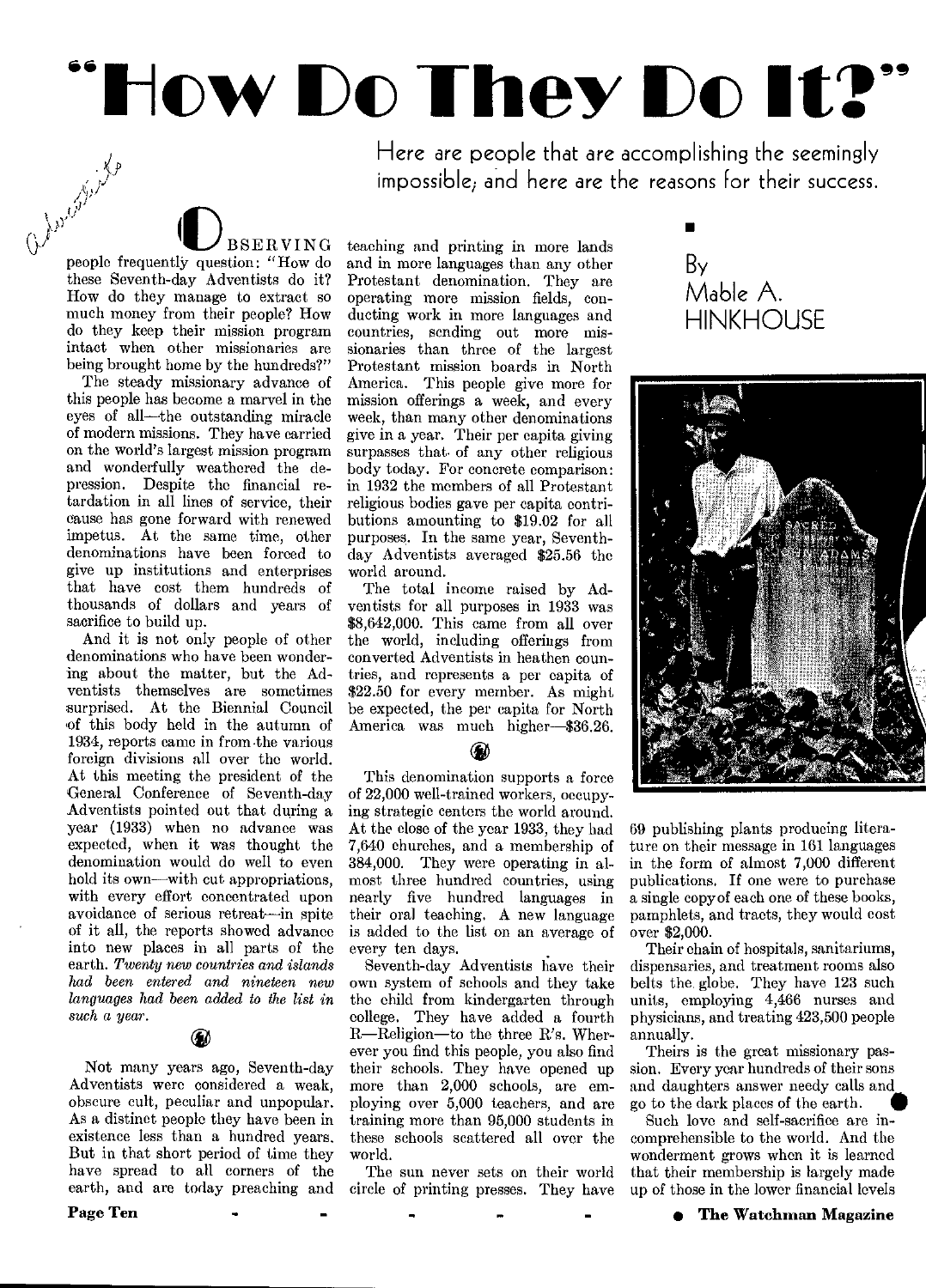# "How Do They Do It?"

Here are people that are accomplishing the seemingly impossible; and here are the reasons for their success.

By Mable A. HINKHOUSE

OBSERVING people frequently question: "How do these Seventh-day Adventists do it? How do they manage to extract so much money from their people? How do they keep their mission program intact when other missionaries are being brought home by the hundreds?"

The steady missionary advance of this people has become a marvel in the eyes of all—the outstanding miracle of modern missions. They have carried on the world's largest mission program and wonderfully weathered the depression. Despite the financial retardation in all lines of service, their cause has gone forward with renewed impetus. At the same time, other denominations have been forced to give up institutions and enterprises that have cost them hundreds of thousands of dollars and years of sacrifice to build up.

And it is not only people of other denominations who have been wondering about the matter, but the Adventists themselves are sometimes surprised. At the Biennial Council of this body held in the autumn of 1934, reports came in from the various foreign divisions all over the world. At this meeting the president of the General Conference of Seventh-day Adventists pointed out that during a year (1933) when no advance was expected, when it was thought the denomination would do well to even hold its own—with cut appropriations, with every effort concentrated upon avoidance of serious retreat—in spite of it all, the reports showed advance into new places in all parts of the earth. *Twenty new countries and islands had been entered and nineteen new languages had been added to the list in such a year.*

Not many years ago, Seventh-day Adventists were considered a weak, obscure cult, peculiar and unpopular. As a distinct people they have been in existence less than a hundred years. But in that short period of time they have spread to all corners of the earth, and are today preaching and teaching and printing in more lands and in more languages than any other Protestant denomination. They are operating more mission fields, conducting work in more languages and countries, sending out more missionaries than three of the largest Protestant mission boards in North America. This people give more for mission offerings a week, and every week, than many other denominations give in a year. Their per capita giving surpasses that of any other religious body today. For concrete comparison: in 1932 the members of all Protestant religious bodies gave per capita contributions amounting to $19.02 for all purposes. In the same year, Seventh-day Adventists averaged $25.56 the world around.

The total income raised by Adventists for all purposes in 1933 was $8,642,000. This came from all over the world, including offerings from converted Adventists in heathen countries, and represents a per capita of $22.50 for every member. As might be expected, the per capita for North America was much higher—$36.26.

This denomination supports a force of 22,000 well-trained workers, occupying strategic centers the world around. At the close of the year 1933, they had 7,640 churches, and a membership of 384,000. They were operating in almost three hundred countries, using nearly five hundred languages in their oral teaching. A new language is added to the list on an average of every ten days.

Seventh-day Adventists have their own system of schools and they take the child from kindergarten through college. They have added a fourth R—Religion—to the three R's. Wherever you find this people, you also find their schools. They have opened up more than 2,000 schools, are employing over 5,000 teachers, and are training more than 95,000 students in these schools scattered all over the world.

The sun never sets on their world circle of printing presses. They have 69 publishing plants producing literature on their message in 161 languages in the form of almost 7,000 different publications. If one were to purchase a single copy of each one of these books, pamphlets, and tracts, they would cost over $2,000.

Their chain of hospitals, sanitariums, dispensaries, and treatment rooms also belts the globe. They have 123 such units, employing 4,466 nurses and physicians, and treating 423,500 people annually.

Theirs is the great missionary passion. Every year hundreds of their sons and daughters answer needy calls and go to the dark places of the earth.

Such love and self-sacrifice are incomprehensible to the world. And the wonderment grows when it is learned that their membership is largely made up of those in the lower financial levels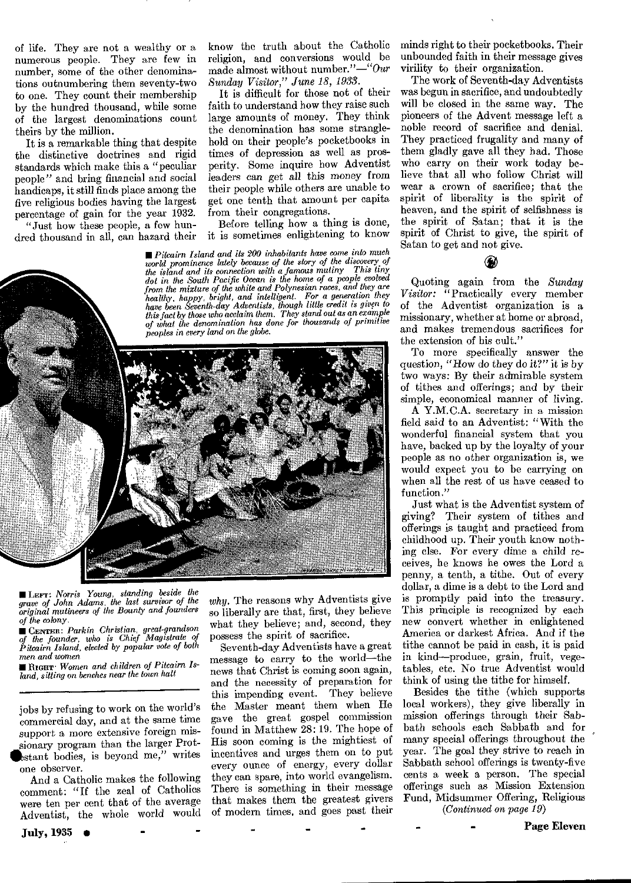of life. They are not a wealthy or a numerous people. They are few in number, some of the other denominations outnumbering them seventy-two to one. They count their membership by the hundred thousand, while some of the largest denominations count theirs by the million.

It is a remarkable thing that despite the distinctive doctrines and rigid standards which make this a "peculiar people" and bring financial and social handicaps, it still finds place among the five religious bodies having the largest percentage of gain for the year 1932.

"Just how these people, a few hundred thousand in all, can hazard their jobs by refusing to work on the world's commercial day, and at the same time support a more extensive foreign missionary program than the larger Protestant bodies, is beyond me," writes one observer.

And a Catholic makes the following comment: "If the zeal of Catholics were ten per cent that of the average Adventist, the whole world would know the truth about the Catholic religion, and conversions would be made almost without number."—*"Our Sunday Visitor," June 18, 1933.*

It is difficult for those not of their faith to understand how they raise such large amounts of money. They think the denomination has some stranglehold on their people's pocketbooks in times of depression as well as prosperity. Some inquire how Adventist leaders can get all this money from their people while others are unable to get one tenth that amount per capita from their congregations.

Before telling how a thing is done, it is sometimes enlightening to know *why*. The reasons why Adventists give so liberally are that, first, they believe what they believe; and, second, they possess the spirit of sacrifice.

*Pitcairn Island and its 200 inhabitants have come into much world prominence lately because of the story of the discovery of the island and its connection with a famous mutiny. This tiny dot in the South Pacific Ocean is the home of a people evolved from the mixture of the white and Polynesian races, and they are healthy, happy, bright, and intelligent. For a generation they have been Seventh-day Adventists, though little credit is given to this fact by those who acclaim them. They stand out as an example of what the denomination has done for thousands of primitive peoples in every land on the globe.*

**LEFT:** *Norris Young, standing beside the grave of John Adams, the last survivor of the original mutineers of the Bounty and founders of the colony.*

**CENTER:** *Parkin Christian, great-grandson of the founder, who is Chief Magistrate of Pitcairn Island, elected by popular vote of both men and women.*

**RIGHT:** *Women and children of Pitcairn Island, sitting on benches near the town hall.*

Seventh-day Adventists have a great message to carry to the world—the news that Christ is coming soon again, and the necessity of preparation for this impending event. They believe the Master meant them when He gave the great gospel commission found in Matthew 28: 19. The hope of His soon coming is the mightiest of incentives and urges them on to put every ounce of energy, every dollar they can spare, into world evangelism. There is something in their message that makes them the greatest givers of modern times, and goes past their minds right to their pocketbooks. Their unbounded faith in their message gives virility to their organization.

The work of Seventh-day Adventists was begun in sacrifice, and undoubtedly will be closed in the same way. The pioneers of the Advent message left a noble record of sacrifice and denial. They practiced frugality and many of them gladly gave all they had. Those who carry on their work today believe that all who follow Christ will wear a crown of sacrifice; that the spirit of liberality is the spirit of heaven, and the spirit of selfishness is the spirit of Satan; that it is the spirit of Christ to give, the spirit of Satan to get and not give.

Quoting again from the *Sunday Visitor:* "Practically every member of the Adventist organization is a missionary, whether at home or abroad, and makes tremendous sacrifices for the extension of his cult."

To more specifically answer the question, "*How* do they do it?" it is by two ways: By their admirable system of tithes and offerings; and by their simple, economical manner of living.

A Y.M.C.A. secretary in a mission field said to an Adventist: "With the wonderful financial system that you have, backed up by the loyalty of your people as no other organization is, we would expect you to be carrying on when all the rest of us have ceased to function."

Just what is the Adventist system of giving? Their system of tithes and offerings is taught and practiced from childhood up. Their youth know nothing else. For every dime a child receives, he knows he owes the Lord a penny, a tenth, a tithe. Out of every dollar, a dime is a debt to the Lord and is promptly paid into the treasury. This principle is recognized by each new convert whether in enlightened America or darkest Africa. And if the tithe cannot be paid in cash, it is paid in kind—produce, grain, fruit, vegetables, etc. No true Adventist would think of using the tithe for himself.

Besides the tithe (which supports local workers), they give liberally in mission offerings through their Sabbath schools each Sabbath and for many special offerings throughout the year. The goal they strive to reach in Sabbath school offerings is twenty-five cents a week a person. The special offerings such as Mission Extension Fund, Midsummer Offering, Religious

*(Continued on page 19)*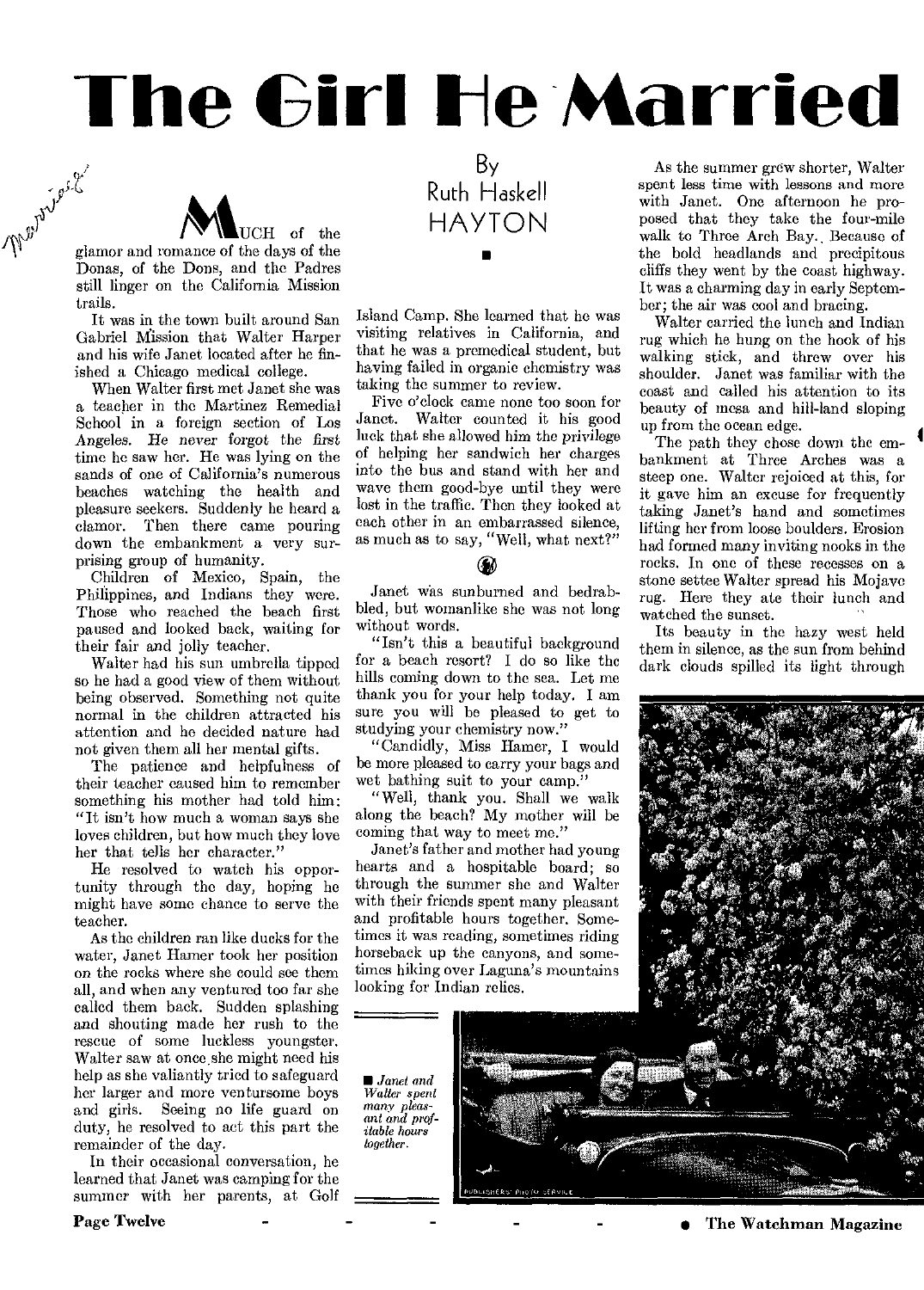# The Girl He Married

By Ruth Haskell HAYTON

Much of the glamor and romance of the days of the Donas, of the Dons, and the Padres still linger on the California Mission trails.

It was in the town built around San Gabriel Mission that Walter Harper and his wife Janet located after he finished a Chicago medical college.

When Walter first met Janet she was a teacher in the Martinez Remedial School in a foreign section of Los Angeles. He never forgot the first time he saw her. He was lying on the sands of one of California's numerous beaches watching the health and pleasure seekers. Suddenly he heard a clamor. Then there came pouring down the embankment a very surprising group of humanity.

Children of Mexico, Spain, the Philippines, and Indians they were. Those who reached the beach first paused and looked back, waiting for their fair and jolly teacher.

Walter had his sun umbrella tipped so he had a good view of them without being observed. Something not quite normal in the children attracted his attention and he decided nature had not given them all her mental gifts.

The patience and helpfulness of their teacher caused him to remember something his mother had told him: "It isn't how much a woman says she loves children, but how much they love her that tells her character."

He resolved to watch his opportunity through the day, hoping he might have some chance to serve the teacher.

As the children ran like ducks for the water, Janet Hamer took her position on the rocks where she could see them all, and when any ventured too far she called them back. Sudden splashing and shouting made her rush to the rescue of some luckless youngster. Walter saw at once she might need his help as she valiantly tried to safeguard her larger and more venturesome boys and girls. Seeing no life guard on duty, he resolved to act this part the remainder of the day.

In their occasional conversation, he learned that Janet was camping for the summer with her parents, at Golf Island Camp. She learned that he was visiting relatives in California, and that he was a premedical student, but having failed in organic chemistry was taking the summer to review.

Five o'clock came none too soon for Janet. Walter counted it his good luck that she allowed him the privilege of helping her sandwich her charges into the bus and stand with her and wave them good-bye until they were lost in the traffic. Then they looked at each other in an embarrassed silence, as much as to say, "Well, what next?"

Janet was sunburned and bedrabbled, but womanlike she was not long without words.

"Isn't this a beautiful background for a beach resort? I do so like the hills coming down to the sea. Let me thank you for your help today. I am sure you will be pleased to get to studying your chemistry now."

"Candidly, Miss Hamer, I would be more pleased to carry your bags and wet bathing suit to your camp."

"Well, thank you. Shall we walk along the beach? My mother will be coming that way to meet me."

Janet's father and mother had young hearts and a hospitable board; so through the summer she and Walter with their friends spent many pleasant and profitable hours together. Sometimes it was reading, sometimes riding horseback up the canyons, and sometimes hiking over Laguna's mountains looking for Indian relics.

*Janet and Walter spent many pleasant and profitable hours together.*

As the summer grew shorter, Walter spent less time with lessons and more with Janet. One afternoon he proposed that they take the four-mile walk to Three Arch Bay. Because of the bold headlands and precipitous cliffs they went by the coast highway. It was a charming day in early September; the air was cool and bracing.

Walter carried the lunch and Indian rug which he hung on the hook of his walking stick, and threw over his shoulder. Janet was familiar with the coast and called his attention to its beauty of mesa and hill-land sloping up from the ocean edge.

The path they chose down the embankment at Three Arches was a steep one. Walter rejoiced at this, for it gave him an excuse for frequently taking Janet's hand and sometimes lifting her from loose boulders. Erosion had formed many inviting nooks in the rocks. In one of these recesses on a stone settee Walter spread his Mojave rug. Here they ate their lunch and watched the sunset.

Its beauty in the hazy west held them in silence, as the sun from behind dark clouds spilled its light through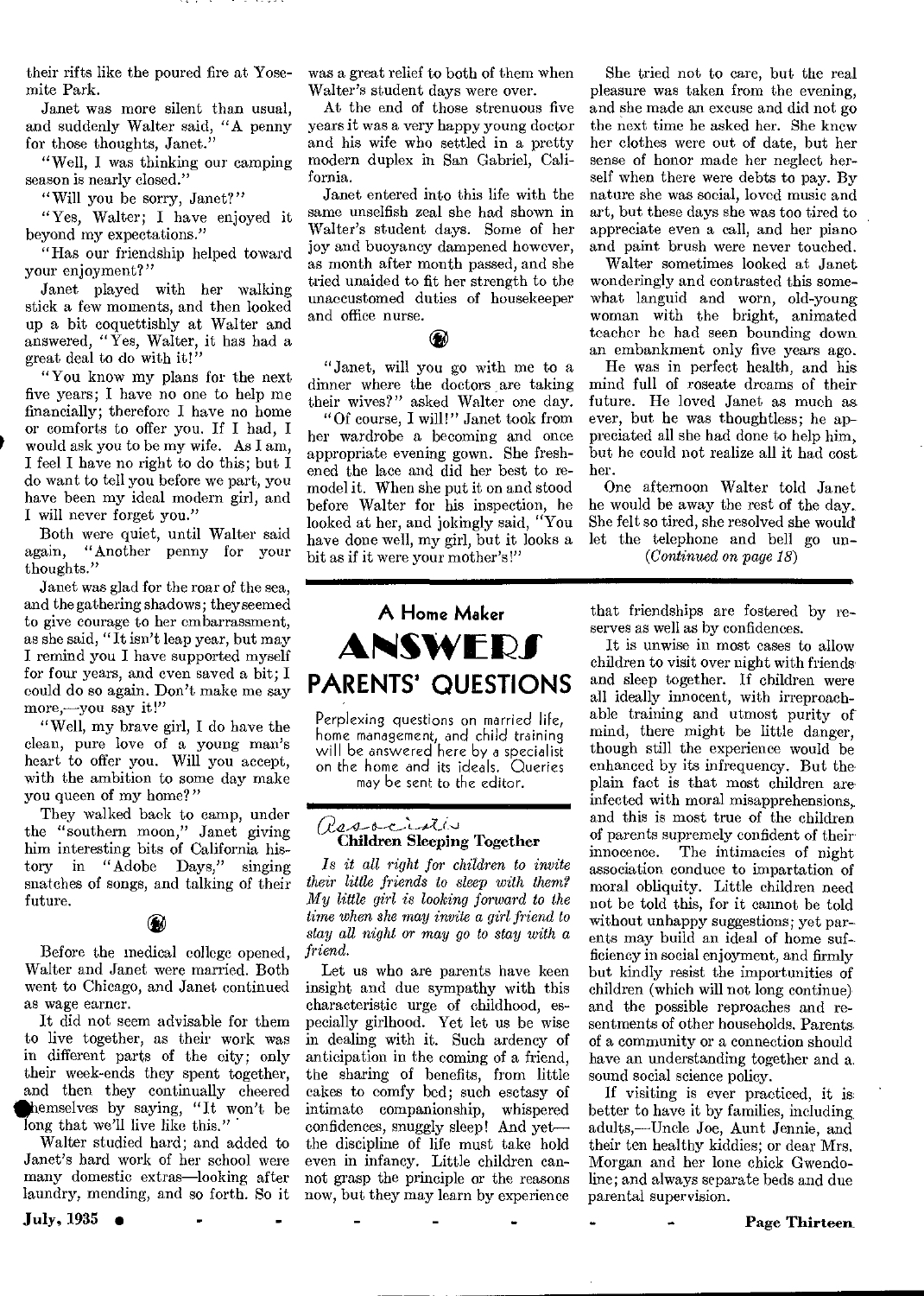their rifts like the poured fire at Yosemite Park.

Janet was more silent than usual, and suddenly Walter said, "A penny for those thoughts, Janet."

"Well, I was thinking our camping season is nearly closed."

"Will you be sorry, Janet?"

"Yes, Walter; I have enjoyed it beyond my expectations."

"Has our friendship helped toward your enjoyment?"

Janet played with her walking stick a few moments, and then looked up a bit coquettishly at Walter and answered, "Yes, Walter, it has had a great deal to do with it!"

"You know my plans for the next five years; I have no one to help me financially; therefore I have no home or comforts to offer you. If I had, I would ask you to be my wife. As I am, I feel I have no right to do this; but I do want to tell you before we part, you have been my ideal modern girl, and I will never forget you."

Both were quiet, until Walter said again, "Another penny for your thoughts."

Janet was glad for the roar of the sea, and the gathering shadows; they seemed to give courage to her embarrassment, as she said, "It isn't leap year, but may I remind you I have supported myself for four years, and even saved a bit; I could do so again. Don't make me say more,—you say it!"

"Well, my brave girl, I do have the clean, pure love of a young man's heart to offer you. Will you accept, with the ambition to some day make you queen of my home?"

They walked back to camp, under the "southern moon," Janet giving him interesting bits of California history in "Adobe Days," singing snatches of songs, and talking of their future.

Before the medical college opened, Walter and Janet were married. Both went to Chicago, and Janet continued as wage earner.

It did not seem advisable for them to live together, as their work was in different parts of the city; only their week-ends they spent together, and then they continually cheered themselves by saying, "It won't be long that we'll live like this."

Walter studied hard; and added to Janet's hard work of her school were many domestic extras—looking after laundry, mending, and so forth. So it was a great relief to both of them when Walter's student days were over.

At the end of those strenuous five years it was a very happy young doctor and his wife who settled in a pretty modern duplex in San Gabriel, California.

Janet entered into this life with the same unselfish zeal she had shown in Walter's student days. Some of her joy and buoyancy dampened however, as month after month passed, and she tried unaided to fit her strength to the unaccustomed duties of housekeeper and office nurse.

"Janet, will you go with me to a dinner where the doctors are taking their wives?" asked Walter one day.

"Of course, I will!" Janet took from her wardrobe a becoming and once appropriate evening gown. She freshened the lace and did her best to remodel it. When she put it on and stood before Walter for his inspection, he looked at her, and jokingly said, "You have done well, my girl, but it looks a bit as if it were your mother's!"

She tried not to care, but the real pleasure was taken from the evening, and she made an excuse and did not go the next time he asked her. She knew her clothes were out of date, but her sense of honor made her neglect herself when there were debts to pay. By nature she was social, loved music and art, but these days she was too tired to appreciate even a call, and her piano and paint brush were never touched.

Walter sometimes looked at Janet wonderingly and contrasted this somewhat languid and worn, old-young woman with the bright, animated teacher he had seen bounding down an embankment only five years ago.

He was in perfect health, and his mind full of roseate dreams of their future. He loved Janet as much as ever, but he was thoughtless; he appreciated all she had done to help him, but he could not realize all it had cost her.

One afternoon Walter told Janet he would be away the rest of the day. She felt so tired, she resolved she would let the telephone and bell go un-

*(Continued on page 18)*

---

## A Home Maker ANSWERS PARENTS' QUESTIONS

Perplexing questions on married life, home management, and child training will be answered here by a specialist on the home and its ideals. Queries may be sent to the editor.

### Children Sleeping Together

*Is it all right for children to invite their little friends to sleep with them? My little girl is looking forward to the time when she may invite a girl friend to stay all night or may go to stay with a friend.*

Let us who are parents have keen insight and due sympathy with this characteristic urge of childhood, especially girlhood. Yet let us be wise in dealing with it. Such ardency of anticipation in the coming of a friend, the sharing of benefits, from little cakes to comfy bed; such esctasy of intimate companionship, whispered confidences, snuggly sleep! And yet—the discipline of life must take hold even in infancy. Little children cannot grasp the principle or the reasons now, but they may learn by experience that friendships are fostered by reserves as well as by confidences.

It is unwise in most cases to allow children to visit over night with friends and sleep together. If children were all ideally innocent, with irreproachable training and utmost purity of mind, there might be little danger, though still the experience would be enhanced by its infrequency. But the plain fact is that most children are infected with moral misapprehensions, and this is most true of the children of parents supremely confident of their innocence. The intimacies of night association conduce to impartation of moral obliquity. Little children need not be told this, for it cannot be told without unhappy suggestions; yet parents may build an ideal of home sufficiency in social enjoyment, and firmly but kindly resist the importunities of children (which will not long continue) and the possible reproaches and resentments of other households. Parents of a community or a connection should have an understanding together and a sound social science policy.

If visiting is ever practiced, it is better to have it by families, including adults,—Uncle Joe, Aunt Jennie, and their ten healthy kiddies; or dear Mrs. Morgan and her lone chick Gwendoline; and always separate beds and due parental supervision.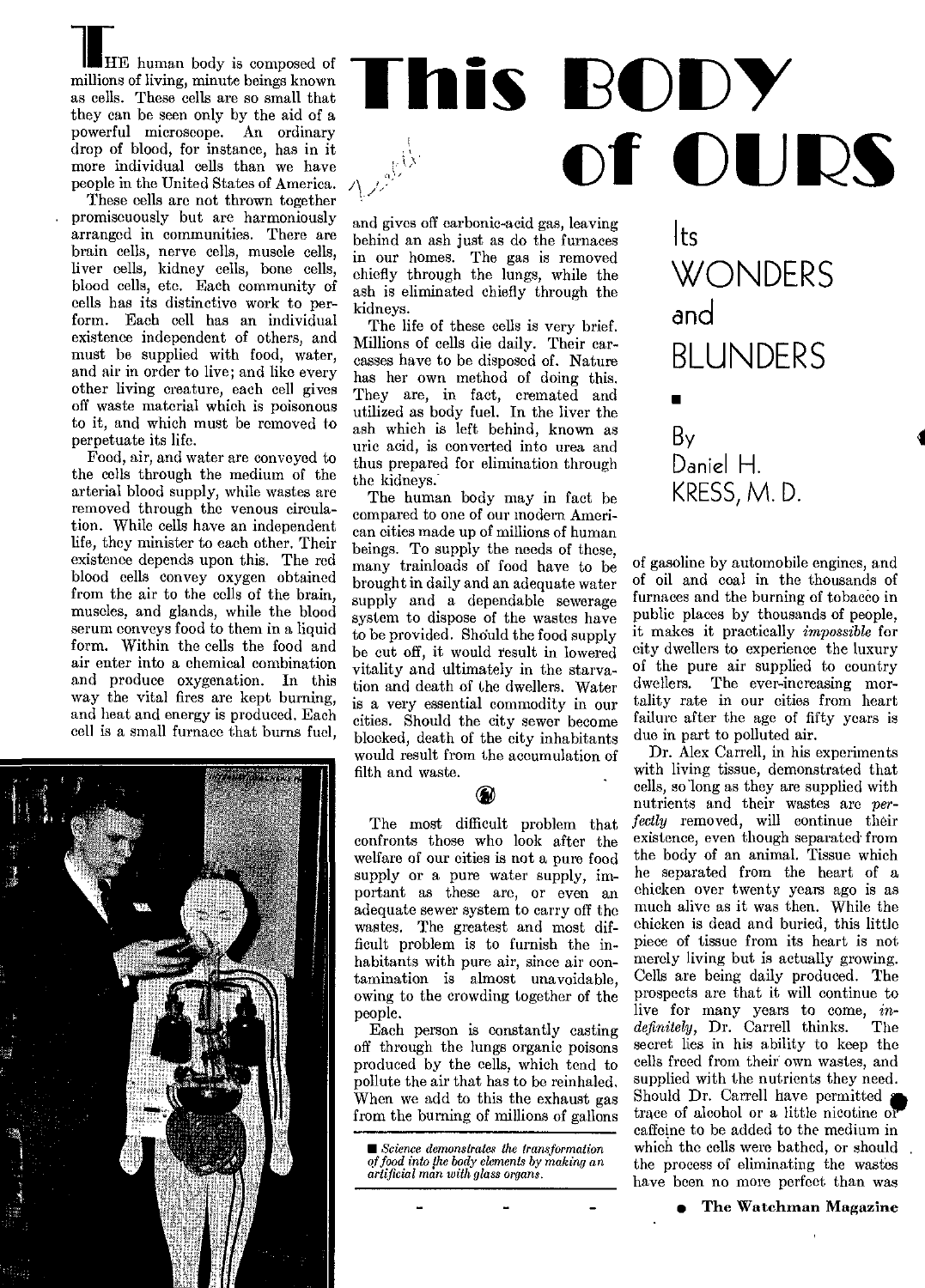# This BODY of OURS

## Its WONDERS and BLUNDERS

By Daniel H. KRESS, M. D.

The human body is composed of millions of living, minute beings known as cells. These cells are so small that they can be seen only by the aid of a powerful microscope. An ordinary drop of blood, for instance, has in it more individual cells than we have people in the United States of America.

These cells are not thrown together promiscuously but are harmoniously arranged in communities. There are brain cells, nerve cells, muscle cells, liver cells, kidney cells, bone cells, blood cells, etc. Each community of cells has its distinctive work to perform. Each cell has an individual existence independent of others, and must be supplied with food, water, and air in order to live; and like every other living creature, each cell gives off waste material which is poisonous to it, and which must be removed to perpetuate its life.

Food, air, and water are conveyed to the cells through the medium of the arterial blood supply, while wastes are removed through the venous circulation. While cells have an independent life, they minister to each other. Their existence depends upon this. The red blood cells convey oxygen obtained from the air to the cells of the brain, muscles, and glands, while the blood serum conveys food to them in a liquid form. Within the cells the food and air enter into a chemical combination and produce oxygenation. In this way the vital fires are kept burning, and heat and energy is produced. Each cell is a small furnace that burns fuel, and gives off carbonic-acid gas, leaving behind an ash just as do the furnaces in our homes. The gas is removed chiefly through the lungs, while the ash is eliminated chiefly through the kidneys.

The life of these cells is very brief. Millions of cells die daily. Their carcasses have to be disposed of. Nature has her own method of doing this. They are, in fact, cremated and utilized as body fuel. In the liver the ash which is left behind, known as uric acid, is converted into urea and thus prepared for elimination through the kidneys.

The human body may in fact be compared to one of our modern American cities made up of millions of human beings. To supply the needs of these, many trainloads of food have to be brought in daily and an adequate water supply and a dependable sewerage system to dispose of the wastes have to be provided. Should the food supply be cut off, it would result in lowered vitality and ultimately in the starvation and death of the dwellers. Water is a very essential commodity in our cities. Should the city sewer become blocked, death of the city inhabitants would result from the accumulation of filth and waste.

The most difficult problem that confronts those who look after the welfare of our cities is not a pure food supply or a pure water supply, important as these are, or even an adequate sewer system to carry off the wastes. The greatest and most difficult problem is to furnish the inhabitants with pure air, since air contamination is almost unavoidable, owing to the crowding together of the people.

Each person is constantly casting off through the lungs organic poisons produced by the cells, which tend to pollute the air that has to be reinhaled. When we add to this the exhaust gas from the burning of millions of gallons of gasoline by automobile engines, and of oil and coal in the thousands of furnaces and the burning of tobacco in public places by thousands of people, it makes it practically *impossible* for city dwellers to experience the luxury of the pure air supplied to country dwellers. The ever-increasing mortality rate in our cities from heart failure after the age of fifty years is due in part to polluted air.

*Science demonstrates the transformation of food into the body elements by making an artificial man with glass organs.*

Dr. Alex Carrell, in his experiments with living tissue, demonstrated that cells, so long as they are supplied with nutrients and their wastes are *perfectly* removed, will continue their existence, even though separated from the body of an animal. Tissue which he separated from the heart of a chicken over twenty years ago is as much alive as it was then. While the chicken is dead and buried, this little piece of tissue from its heart is not merely living but is actually growing. Cells are being daily produced. The prospects are that it will continue to live for many years to come, *indefinitely*, Dr. Carrell thinks. The secret lies in his ability to keep the cells freed from their own wastes, and supplied with the nutrients they need. Should Dr. Carrell have permitted a trace of alcohol or a little nicotine or caffeine to be added to the medium in which the cells were bathed, or should the process of eliminating the wastes have been no more perfect than was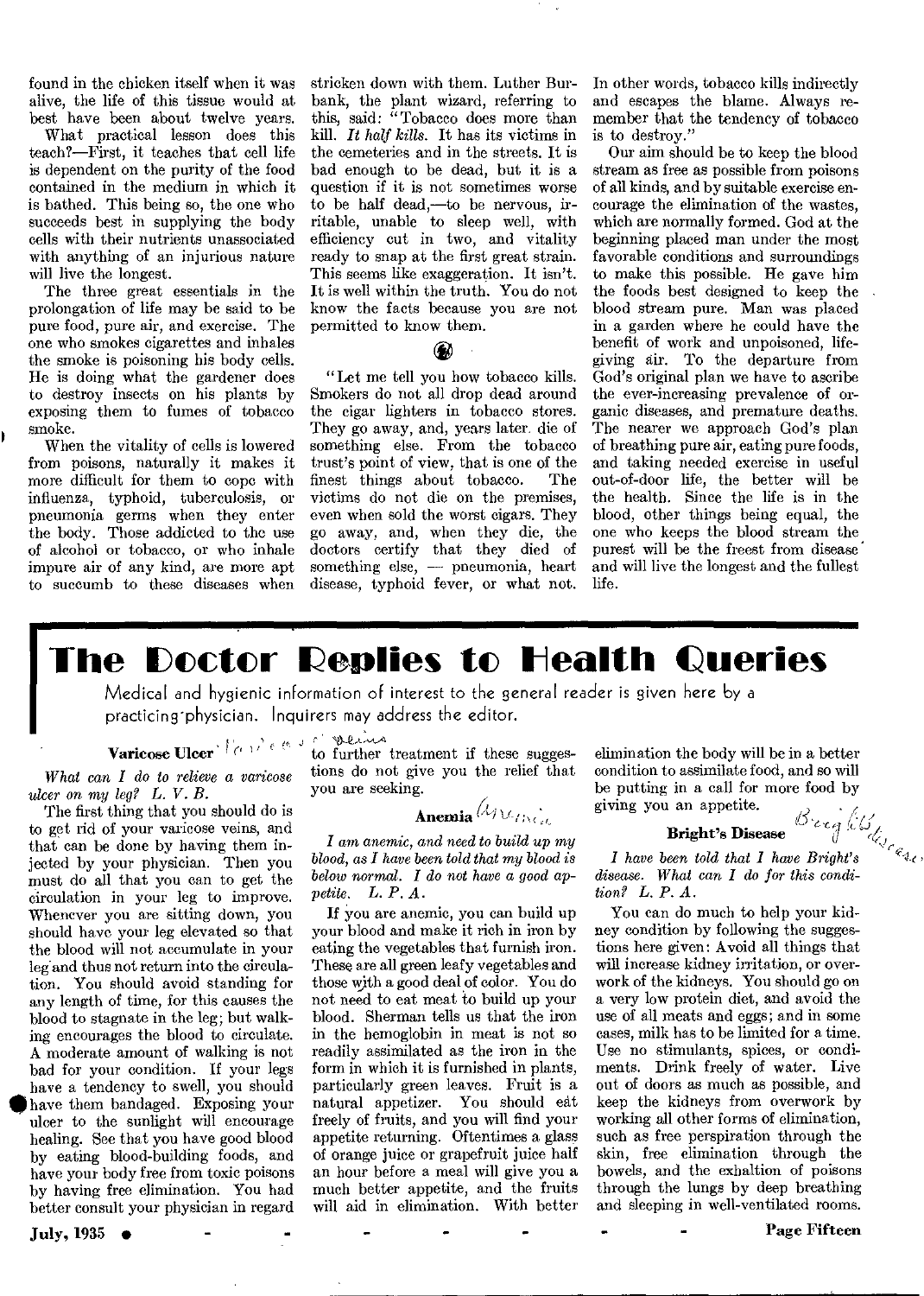found in the chicken itself when it was alive, the life of this tissue would at best have been about twelve years.

What practical lesson does this teach?—First, it teaches that cell life is dependent on the purity of the food contained in the medium in which it is bathed. This being so, the one who succeeds best in supplying the body cells with their nutrients unassociated with anything of an injurious nature will live the longest.

The three great essentials in the prolongation of life may be said to be pure food, pure air, and exercise. The one who smokes cigarettes and inhales the smoke is poisoning his body cells. He is doing what the gardener does to destroy insects on his plants by exposing them to fumes of tobacco smoke.

When the vitality of cells is lowered from poisons, naturally it makes it more difficult for them to cope with influenza, typhoid, tuberculosis, or pneumonia germs when they enter the body. Those addicted to the use of alcohol or tobacco, or who inhale impure air of any kind, are more apt to succumb to these diseases when stricken down with them. Luther Burbank, the plant wizard, referring to this, said: "Tobacco does more than kill. *It half kills.* It has its victims in the cemeteries and in the streets. It is bad enough to be dead, but it is a question if it is not sometimes worse to be half dead,—to be nervous, irritable, unable to sleep well, with efficiency cut in two, and vitality ready to snap at the first great strain. This seems like exaggeration. It isn't. It is well within the truth. You do not know the facts because you are not permitted to know them.

"Let me tell you how tobacco kills. Smokers do not all drop dead around the cigar lighters in tobacco stores. They go away, and, years later, die of something else. From the tobacco trust's point of view, that is one of the finest things about tobacco. The victims do not die on the premises, even when sold the worst cigars. They go away, and, when they die, the doctors certify that they died of something else, — pneumonia, heart disease, typhoid fever, or what not. In other words, tobacco kills indirectly and escapes the blame. Always remember that the tendency of tobacco is to destroy."

Our aim should be to keep the blood stream as free as possible from poisons of all kinds, and by suitable exercise encourage the elimination of the wastes, which are normally formed. God at the beginning placed man under the most favorable conditions and surroundings to make this possible. He gave him the foods best designed to keep the blood stream pure. Man was placed in a garden where he could have the benefit of work and unpoisoned, life-giving air. To the departure from God's original plan we have to ascribe the ever-increasing prevalence of organic diseases, and premature deaths. The nearer we approach God's plan of breathing pure air, eating pure foods, and taking needed exercise in useful out-of-door life, the better will be the health. Since the life is in the blood, other things being equal, the one who keeps the blood stream the purest will be the freest from disease and will live the longest and the fullest life.

# The Doctor Replies to Health Queries

Medical and hygienic information of interest to the general reader is given here by a practicing physician. Inquirers may address the editor.

### Varicose Ulcer

*What can I do to relieve a varicose ulcer on my leg? L. V. B.*

The first thing that you should do is to get rid of your varicose veins, and that can be done by having them injected by your physician. Then you must do all that you can to get the circulation in your leg to improve. Whenever you are sitting down, you should have your leg elevated so that the blood will not accumulate in your leg and thus not return into the circulation. You should avoid standing for any length of time, for this causes the blood to stagnate in the leg; but walking encourages the blood to circulate. A moderate amount of walking is not bad for your condition. If your legs have a tendency to swell, you should have them bandaged. Exposing your ulcer to the sunlight will encourage healing. See that you have good blood by eating blood-building foods, and have your body free from toxic poisons by having free elimination. You had better consult your physician in regard to further treatment if these suggestions do not give you the relief that you are seeking.

### Anemia

*I am anemic, and need to build up my blood, as I have been told that my blood is below normal. I do not have a good appetite. L. P. A.*

If you are anemic, you can build up your blood and make it rich in iron by eating the vegetables that furnish iron. These are all green leafy vegetables and those with a good deal of color. You do not need to eat meat to build up your blood. Sherman tells us that the iron in the hemoglobin in meat is not so readily assimilated as the iron in the form in which it is furnished in plants, particularly green leaves. Fruit is a natural appetizer. You should eat freely of fruits, and you will find your appetite returning. Oftentimes a glass of orange juice or grapefruit juice half an hour before a meal will give you a much better appetite, and the fruits will aid in elimination. With better elimination the body will be in a better condition to assimilate food, and so will be putting in a call for more food by giving you an appetite.

### Bright's Disease

*I have been told that I have Bright's disease. What can I do for this condition? L. P. A.*

You can do much to help your kidney condition by following the suggestions here given: Avoid all things that will increase kidney irritation, or overwork of the kidneys. You should go on a very low protein diet, and avoid the use of all meats and eggs; and in some cases, milk has to be limited for a time. Use no stimulants, spices, or condiments. Drink freely of water. Live out of doors as much as possible, and keep the kidneys from overwork by working all other forms of elimination, such as free perspiration through the skin, free elimination through the bowels, and the exhaltion of poisons through the lungs by deep breathing and sleeping in well-ventilated rooms.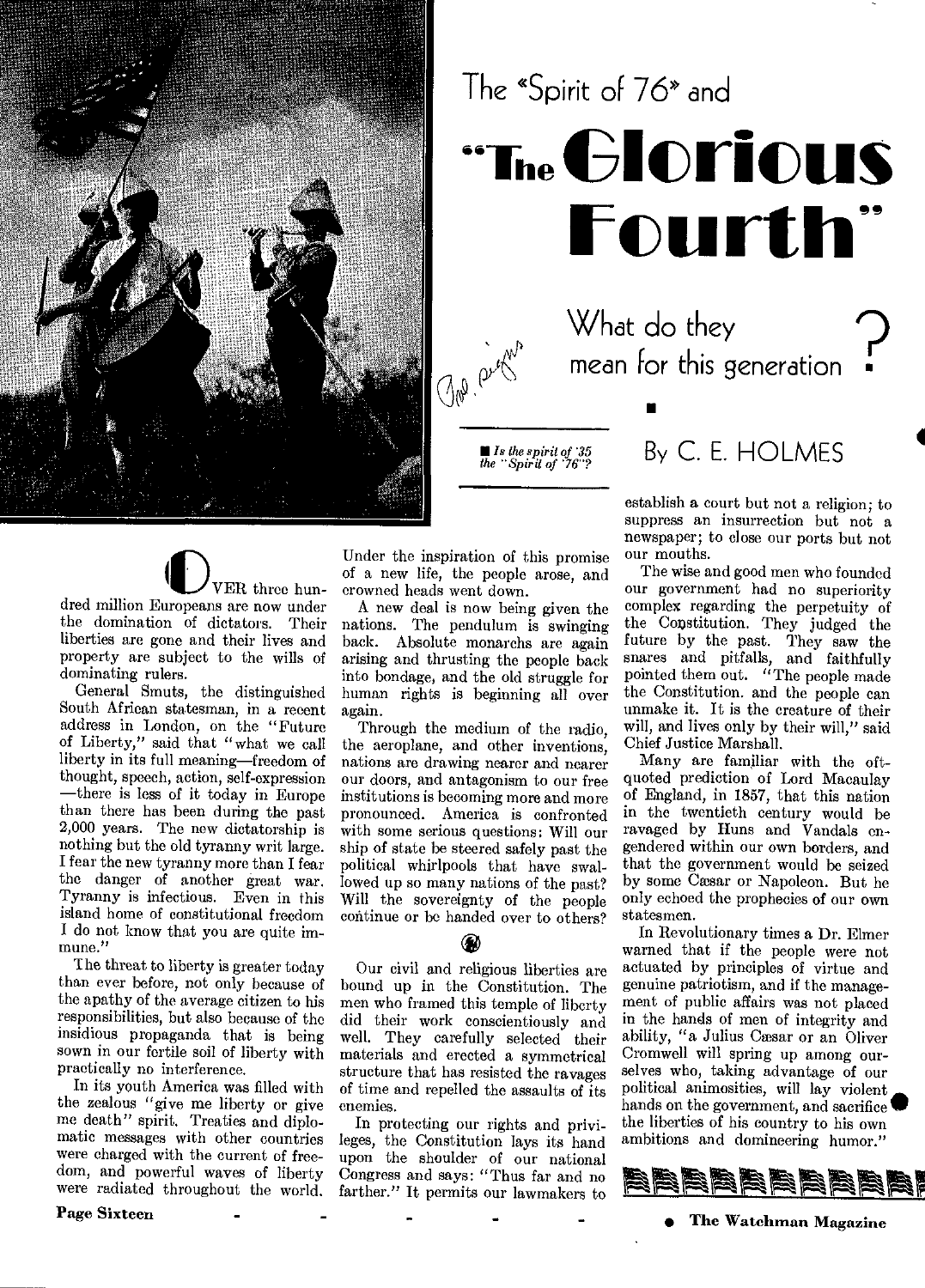# The "Spirit of 76" and "The Glorious Fourth"

## What do they mean for this generation?

*Is the spirit of '35 the "Spirit of '76"?*

### By C. E. HOLMES

OVER three hundred million Europeans are now under the domination of dictators. Their liberties are gone and their lives and property are subject to the wills of dominating rulers.

General Smuts, the distinguished South African statesman, in a recent address in London, on the "Future of Liberty," said that "what we call liberty in its full meaning—freedom of thought, speech, action, self-expression—there is less of it today in Europe than there has been during the past 2,000 years. The new dictatorship is nothing but the old tyranny writ large. I fear the new tyranny more than I fear the danger of another great war. Tyranny is infectious. Even in this island home of constitutional freedom I do not know that you are quite immune."

The threat to liberty is greater today than ever before, not only because of the apathy of the average citizen to his responsibilities, but also because of the insidious propaganda that is being sown in our fertile soil of liberty with practically no interference.

In its youth America was filled with the zealous "give me liberty or give me death" spirit. Treaties and diplomatic messages with other countries were charged with the current of freedom, and powerful waves of liberty were radiated throughout the world. Under the inspiration of this promise of a new life, the people arose, and crowned heads went down.

A new deal is now being given the nations. The pendulum is swinging back. Absolute monarchs are again arising and thrusting the people back into bondage, and the old struggle for human rights is beginning all over again.

Through the medium of the radio, the aeroplane, and other inventions, nations are drawing nearer and nearer our doors, and antagonism to our free institutions is becoming more and more pronounced. America is confronted with some serious questions: Will our ship of state be steered safely past the political whirlpools that have swallowed up so many nations of the past? Will the sovereignty of the people continue or be handed over to others?

Our civil and religious liberties are bound up in the Constitution. The men who framed this temple of liberty did their work conscientiously and well. They carefully selected their materials and erected a symmetrical structure that has resisted the ravages of time and repelled the assaults of its enemies.

In protecting our rights and privileges, the Constitution lays its hand upon the shoulder of our national Congress and says: "Thus far and no farther." It permits our lawmakers to establish a court but not a religion; to suppress an insurrection but not a newspaper; to close our ports but not our mouths.

The wise and good men who founded our government had no superiority complex regarding the perpetuity of the Constitution. They judged the future by the past. They saw the snares and pitfalls, and faithfully pointed them out. "The people made the Constitution, and the people can unmake it. It is the creature of their will, and lives only by their will," said Chief Justice Marshall.

Many are familiar with the oft-quoted prediction of Lord Macaulay of England, in 1857, that this nation in the twentieth century would be ravaged by Huns and Vandals engendered within our own borders, and that the government would be seized by some Cæsar or Napoleon. But he only echoed the prophecies of our own statesmen.

In Revolutionary times a Dr. Elmer warned that if the people were not actuated by principles of virtue and genuine patriotism, and if the management of public affairs was not placed in the hands of men of integrity and ability, "a Julius Cæsar or an Oliver Cromwell will spring up among ourselves who, taking advantage of our political animosities, will lay violent hands on the government, and sacrifice the liberties of his country to his own ambitions and domineering humor."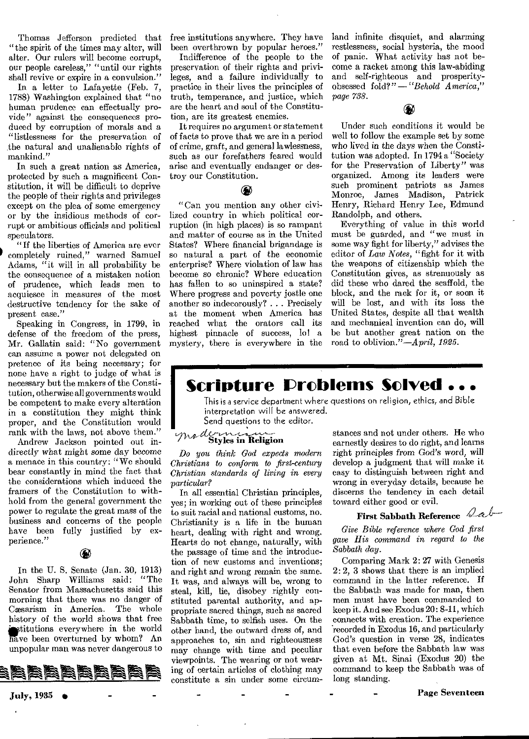Thomas Jefferson predicted that "the spirit of the times may alter, will alter. Our rulers will become corrupt, our people careless," "until our rights shall revive or expire in a convulsion."

In a letter to Lafayette (Feb. 7, 1788) Washington explained that "no human prudence can effectually provide" against the consequences produced by corruption of morals and a "listlessness for the preservation of the natural and unalienable rights of mankind."

In such a great nation as America, protected by such a magnificent Constitution, it will be difficult to deprive the people of their rights and privileges except on the plea of some emergency or by the insidious methods of corrupt or ambitious officials and political speculators.

"If the liberties of America are ever completely ruined," warned Samuel Adams, "it will in all probability be the consequence of a mistaken notion of prudence, which leads men to acquiesce in measures of the most destructive tendency for the sake of present case."

Speaking in Congress, in 1799, in defense of the freedom of the press, Mr. Gallatin said: "No government can assume a power not delegated on pretence of its being necessary; for none have a right to judge of what is necessary but the makers of the Constitution, otherwise all governments would be competent to make every alteration in a constitution they might think proper, and the Constitution would rank with the laws, not above them."

Andrew Jackson pointed out indirectly what might some day become a menace in this country: "We should bear constantly in mind the fact that the considerations which induced the framers of the Constitution to withhold from the general government the power to regulate the great mass of the business and concerns of the people have been fully justified by experience."

In the U. S. Senate (Jan. 30, 1913) John Sharp Williams said: "The Senator from Massachusetts said this morning that there was no danger of Cæsarism in America. The whole history of the world shows that free institutions everywhere in the world have been overturned by whom? An unpopular man was never dangerous to free institutions anywhere. They have been overthrown by popular heroes."

Indifference of the people to the preservation of their rights and privileges, and a failure individually to practice in their lives the principles of truth, temperance, and justice, which are the heart and soul of the Constitution, are its greatest enemies.

It requires no argument or statement of facts to prove that we are in a period of crime, graft, and general lawlessness, such as our forefathers feared would arise and eventually endanger or destroy our Constitution.

"Can you mention any other civilized country in which political corruption (in high places) is so rampant and matter of course as in the United States? Where financial brigandage is so natural a part of the economic enterprise? Where violation of law has become so chronic? Where education has fallen to so uninspired a state? Where progress and poverty jostle one another so indecorously? . . . Precisely at the moment when America has reached what the orators call its highest pinnacle of success, lo! a mystery, there is everywhere in the land infinite disquiet, and alarming restlessness, social hysteria, the mood of panic. What activity has not become a racket among this law-abiding and self-righteous and prosperity-obsessed fold?"—*"Behold America," page 738.*

Under such conditions it would be well to follow the example set by some who lived in the days when the Constitution was adopted. In 1794 a "Society for the Preservation of Liberty" was organized. Among its leaders were such prominent patriots as James Monroe, James Madison, Patrick Henry, Richard Henry Lee, Edmund Randolph, and others.

Everything of value in this world must be guarded, and "we must in some way fight for liberty," advises the editor of *Law Notes*, "fight for it with the weapons of citizenship which the Constitution gives, as strenuously as did these who dared the scaffold, the block, and the rack for it, or soon it will be lost, and with its loss the United States, despite all that wealth and mechanical invention can do, will be but another great nation on the road to oblivion."—*April, 1925.*

# Scripture Problems Solved . . .

This is a service department where questions on religion, ethics, and Bible interpretation will be answered. Send questions to the editor.

### Styles in Religion

*Do you think God expects modern Christians to conform to first-century Christian standards of living in every particular?*

In all essential Christian principles, yes; in working out of these principles to suit racial and national customs, no. Christianity is a life in the human heart, dealing with right and wrong. Hearts do not change, naturally, with the passage of time and the introduction of new customs and inventions; and right and always will be, wrong to steal, kill, lie, disobey rightly constituted parental authority, and appropriate sacred things, such as sacred Sabbath time, to selfish uses. On the other hand, the outward dress of, and approaches to, sin and righteousness may change with time and peculiar viewpoints. The wearing or not wearing of certain articles of clothing may constitute a sin under some circumstances and not under others. He who earnestly desires to do right, and learns right principles from God's word, will develop a judgment that will make it easy to distinguish between right and wrong in everyday details, because he discerns the tendency in each detail toward either good or evil.

### First Sabbath Reference

*Give Bible reference where God first gave His command in regard to the Sabbath day.*

Comparing Mark 2: 27 with Genesis 2: 2, 3 shows that there is an implied command in the latter reference. If the Sabbath was made for man, then men must have been commanded to keep it. And see Exodus 20: 8-11, which connects with creation. The experience recorded in Exodus 16, and particularly God's question in verse 28, indicates that even before the Sabbath law was given at Mt. Sinai (Exodus 20) the command to keep the Sabbath was of long standing.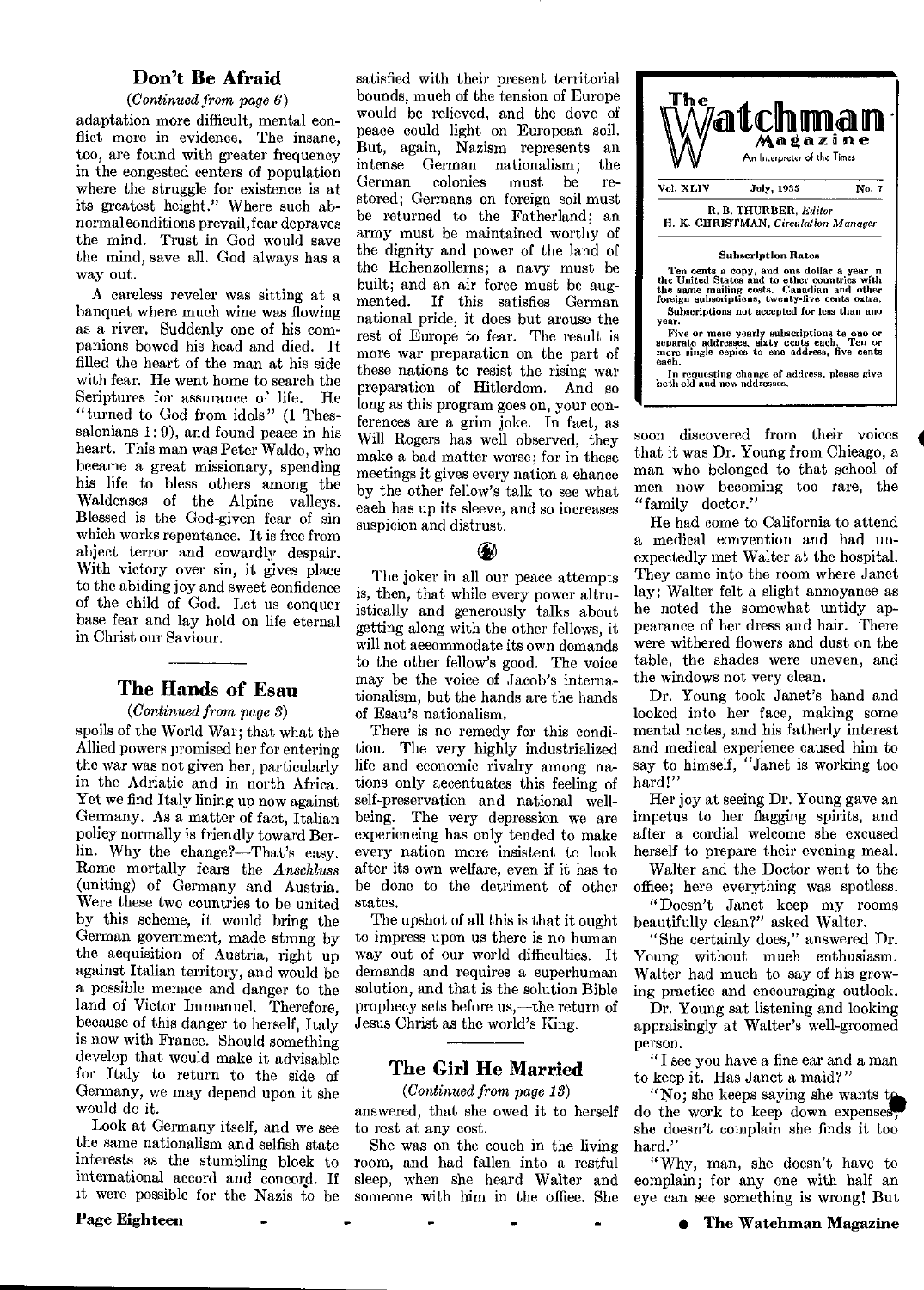## Don't Be Afraid

*(Continued from page 6)*

adaptation more difficult, mental conflict more in evidence. The insane, too, are found with greater frequency in the congested centers of population where the struggle for existence is at its greatest height." Where such abnormal conditions prevail, fear depraves the mind. Trust in God would save the mind, save all. God always has a way out.

A careless reveler was sitting at a banquet where much wine was flowing as a river. Suddenly one of his companions bowed his head and died. It filled the heart of the man at his side with fear. He went home to search the Scriptures for assurance of life. He "turned to God from idols" (1 Thessalonians 1:9), and found peace in his heart. This man was Peter Waldo, who became a great missionary, spending his life to bless others among the Waldenses of the Alpine valleys. Blessed is the God-given fear of sin which works repentance. It is free from abject terror and cowardly despair. With victory over sin, it gives place to the abiding joy and sweet confidence of the child of God. Let us conquer base fear and lay hold on life eternal in Christ our Saviour.

## The Hands of Esau

*(Continued from page 3)*

spoils of the World War; that what the Allied powers promised her for entering the war was not given her, particularly in the Adriatic and in north Africa. Yet we find Italy lining up now against Germany. As a matter of fact, Italian policy normally is friendly toward Berlin. Why the change?—That's easy. Rome mortally fears the *Anschluss* (uniting) of Germany and Austria. Were these two countries to be united by this scheme, it would bring the German government, made strong by the acquisition of Austria, right up against Italian territory, and would be a possible menace and danger to the land of Victor Immanuel. Therefore, because of this danger to herself, Italy is now with France. Should something develop that would make it advisable for Italy to return to the side of Germany, we may depend upon it she would do it.

Look at Germany itself, and we see the same nationalism and selfish state interests as the stumbling block to international accord and concord. If it were possible for the Nazis to be satisfied with their present territorial bounds, much of the tension of Europe would be relieved, and the dove of peace could light on European soil. But, again, Nazism represents an intense German nationalism; the German colonies must be restored; Germans on foreign soil must be returned to the Fatherland; an army must be maintained worthy of the dignity and power of the land of the Hohenzollerns; a navy must be built; and an air force must be augmented. If this satisfies German national pride, it does but arouse the rest of Europe to fear. The result is more war preparation on the part of these nations to resist the rising war preparation of Hitlerdom. And so long as this program goes on, your conferences are a grim joke. In fact, as Will Rogers has well observed, they make a bad matter worse; for in these meetings it gives every nation a chance by the other fellow's talk to see what each has up its sleeve, and so increases suspicion and distrust.

The joker in all our peace attempts is, then, that while every power altruistically and generously talks about getting along with the other fellows, it will not accommodate its own demands to the other fellow's good. The voice may be the voice of Jacob's internationalism, but the hands are the hands of Esau's nationalism.

There is no remedy for this condition. The very highly industrialized life and economic rivalry among nations only accentuates this feeling of self-preservation and national well-being. The very depression we are experiencing has only tended to make every nation more insistent to look after its own welfare, even if it has to be done to the detriment of other states.

The upshot of all this is that it ought to impress upon us there is no human way out of our world difficulties. It demands and requires a superhuman solution, and that is the solution Bible prophecy sets before us,—the return of Jesus Christ as the world's King.

## The Girl He Married

*(Continued from page 13)*

answered, that she owed it to herself to rest at any cost.

She was on the couch in the living room, and had fallen into a restful sleep, when she heard Walter and someone with him in the office. She soon discovered from their voices that it was Dr. Young from Chicago, a man who belonged to that school of men now becoming too rare, the "family doctor."

He had come to California to attend a medical convention and had unexpectedly met Walter at the hospital. They came into the room where Janet lay; Walter felt a slight annoyance as he noted the somewhat untidy appearance of her dress and hair. There were withered flowers and dust on the table, the shades were uneven, and the windows not very clean.

Dr. Young took Janet's hand and looked into her face, making some mental notes, and his fatherly interest and medical experience caused him to say to himself, "Janet is working too hard!"

Her joy at seeing Dr. Young gave an impetus to her flagging spirits, and after a cordial welcome she excused herself to prepare their evening meal.

Walter and the Doctor went to the office; here everything was spotless.

"Doesn't Janet keep my rooms beautifully clean?" asked Walter.

"She certainly does," answered Dr. Young without much enthusiasm. Walter had much to say of his growing practice and encouraging outlook.

Dr. Young sat listening and looking appraisingly at Walter's well-groomed person.

"I see you have a fine car and a man to keep it. Has Janet a maid?"

"No; she keeps saying she wants to do the work to keep down expenses; she doesn't complain she finds it too hard."

"Why, man, she doesn't have to complain; for any one with half an eye can see something is wrong! But

---

**The Watchman Magazine**
An Interpreter of the Times

Vol. XLIV — July, 1935 — No. 7

R. B. THURBER, *Editor*
H. K. CHRISTMAN, *Circulation Manager*

**Subscription Rates**

Ten cents a copy, and one dollar a year in the United States and to other countries with the same mailing costs. Canadian and other foreign subscriptions, twenty-five cents extra.

Subscriptions not accepted for less than one year.

Five or more yearly subscriptions to one or separate addresses, sixty cents each. Ten or more single copies to one address, five cents each.

In requesting change of address, please give both old and new addresses.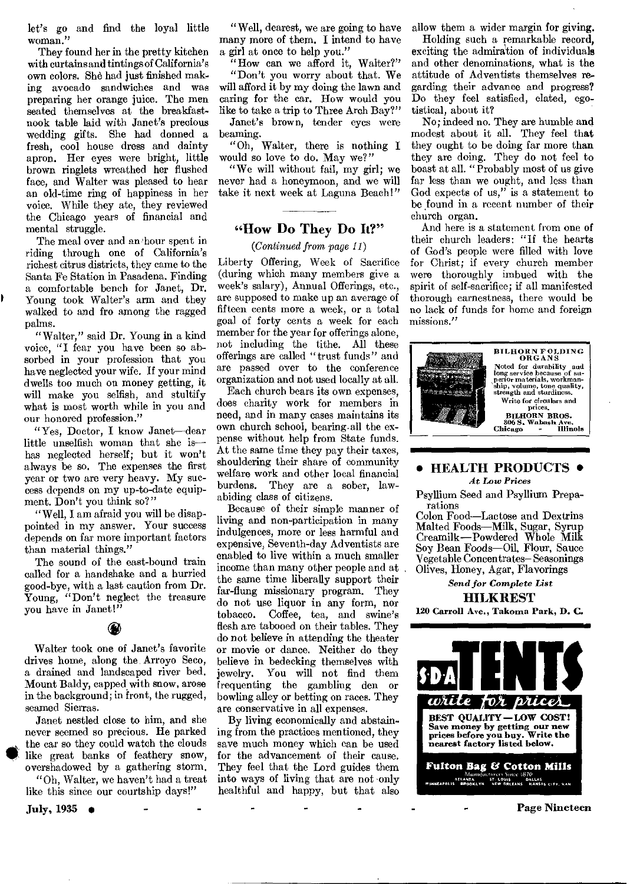let's go and find the loyal little woman."

They found her in the pretty kitchen with curtains and tintings of California's own colors. She had just finished making avocado sandwiches and was preparing her orange juice. The men seated themselves at the breakfast-nook table laid with Janet's precious wedding gifts. She had donned a fresh, cool house dress and dainty apron. Her eyes were bright, little brown ringlets wreathed her flushed face, and Walter was pleased to hear an old-time ring of happiness in her voice. While they ate, they reviewed the Chicago years of financial and mental struggle.

The meal over and an hour spent in riding through one of California's richest citrus districts, they came to the Santa Fe Station in Pasadena. Finding a comfortable bench for Janet, Dr. Young took Walter's arm and they walked to and fro among the ragged palms.

"Walter," said Dr. Young in a kind voice, "I fear you have been so absorbed in your profession that you have neglected your wife. If your mind dwells too much on money getting, it will make you selfish, and stultify what is most worth while in you and our honored profession."

"Yes, Doctor, I know Janet—dear little unselfish woman that she is—has neglected herself; but it won't always be so. The expenses the first year or two are very heavy. My success depends on my up-to-date equipment. Don't you think so?"

"Well, I am afraid you will be disappointed in my answer. Your success depends on far more important factors than material things."

The sound of the east-bound train called for a handshake and a hurried good-bye, with a last caution from Dr. Young, "Don't neglect the treasure you have in Janet!"

Walter took one of Janet's favorite drives home, along the Arroyo Seco, a drained and landscaped river bed. Mount Baldy, capped with snow, arose in the background; in front, the rugged, seamed Sierras.

Janet nestled close to him, and she never seemed so precious. He parked the car so they could watch the clouds like great banks of feathery snow, overshadowed by a gathering storm.

"Oh, Walter, we haven't had a treat like this since our courtship days!"

"Well, dearest, we are going to have many more of them. I intend to have a girl at once to help you."

"How can we afford it, Walter?"

"Don't you worry about that. We will afford it by my doing the lawn and caring for the car. How would you like to take a trip to Three Arch Bay?"

Janet's brown, tender eyes were beaming.

"Oh, Walter, there is nothing I would so love to do. May we?"

"We will without fail, my girl; we never had a honeymoon, and we will take it next week at Laguna Beach!"

## "How Do They Do It?"

*(Continued from page 11)*

Liberty Offering, Week of Sacrifice (during which many members give a week's salary), Annual Offerings, etc., are supposed to make up an average of fifteen cents more a week, or a total goal of forty cents a week for each member for the year for offerings alone, not including the tithe. All these offerings are called "trust funds" and are passed over to the conference organization and not used locally at all.

Each church bears its own expenses, does charity work for members in need, and in many cases maintains its own church school, bearing all the expense without help from State funds. At the same time they pay their taxes, shouldering their share of community welfare work and other local financial burdens. They are a sober, law-abiding class of citizens.

Because of their simple manner of living and non-participation in many indulgences, more or less harmful and expensive, Seventh-day Adventists are enabled to live within a much smaller income than many other people and at the same time liberally support their far-flung missionary program. They do not use liquor in any form, nor tobacco. Coffee, tea, and swine's flesh are tabooed on their tables. They do not believe in attending the theater or movie or dance. Neither do they believe in bedecking themselves with jewelry. You will not find them frequenting the gambling den or bowling alley or betting on races. They are conservative in all expenses.

By living economically and abstaining from the practices mentioned, they save much money which can be used for the advancement of their cause. They feel that the Lord guides them into ways of living that are not only healthful and happy, but that also allow them a wider margin for giving.

Holding such a remarkable record, exciting the admiration of individuals and other denominations, what is the attitude of Adventists themselves regarding their advance and progress? Do they feel satisfied, elated, egotistical, about it?

No; indeed no. They are humble and modest about it all. They feel that they ought to be doing far more than they are doing. They do not feel to boast at all. "Probably most of us give far less than we ought, and less than God expects of us," is a statement to be found in a recent number of their church organ.

And here is a statement from one of their church leaders: "If the hearts of God's people were filled with love for Christ; if every church member were thoroughly imbued with the spirit of self-sacrifice; if all manifested thorough earnestness, there would be no lack of funds for home and foreign missions."

---

**BILHORN FOLDING ORGANS**

Noted for durability and long service because of superior materials, workmanship, volume, tone quality, strength and sturdiness.

Write for circulars and prices.

**BILHORN BROS.**
806 S. Wabash Ave.
Chicago - Illinois

---

**• HEALTH PRODUCTS •**

*At Low Prices*

Psyllium Seed and Psyllium Preparations
Colon Food—Lactose and Dextrins
Malted Foods—Milk, Sugar, Syrup
Creamilk—Powdered Whole Milk
Soy Bean Foods—Oil, Flour, Sauce
Vegetable Concentrates—Seasonings
Olives, Honey, Agar, Flavorings

*Send for Complete List*

**HILKREST**

**120 Carroll Ave., Takoma Park, D. C.**

---

**S·D·A TENTS**

*write for prices*

**BEST QUALITY — LOW COST!**
**Save money by getting our new prices before you buy. Write the nearest factory listed below.**

**Fulton Bag & Cotton Mills**
Manufacturers Since 1870
ATLANTA ST. LOUIS DALLAS
MINNEAPOLIS BROOKLYN NEW ORLEANS KANSAS CITY, KAN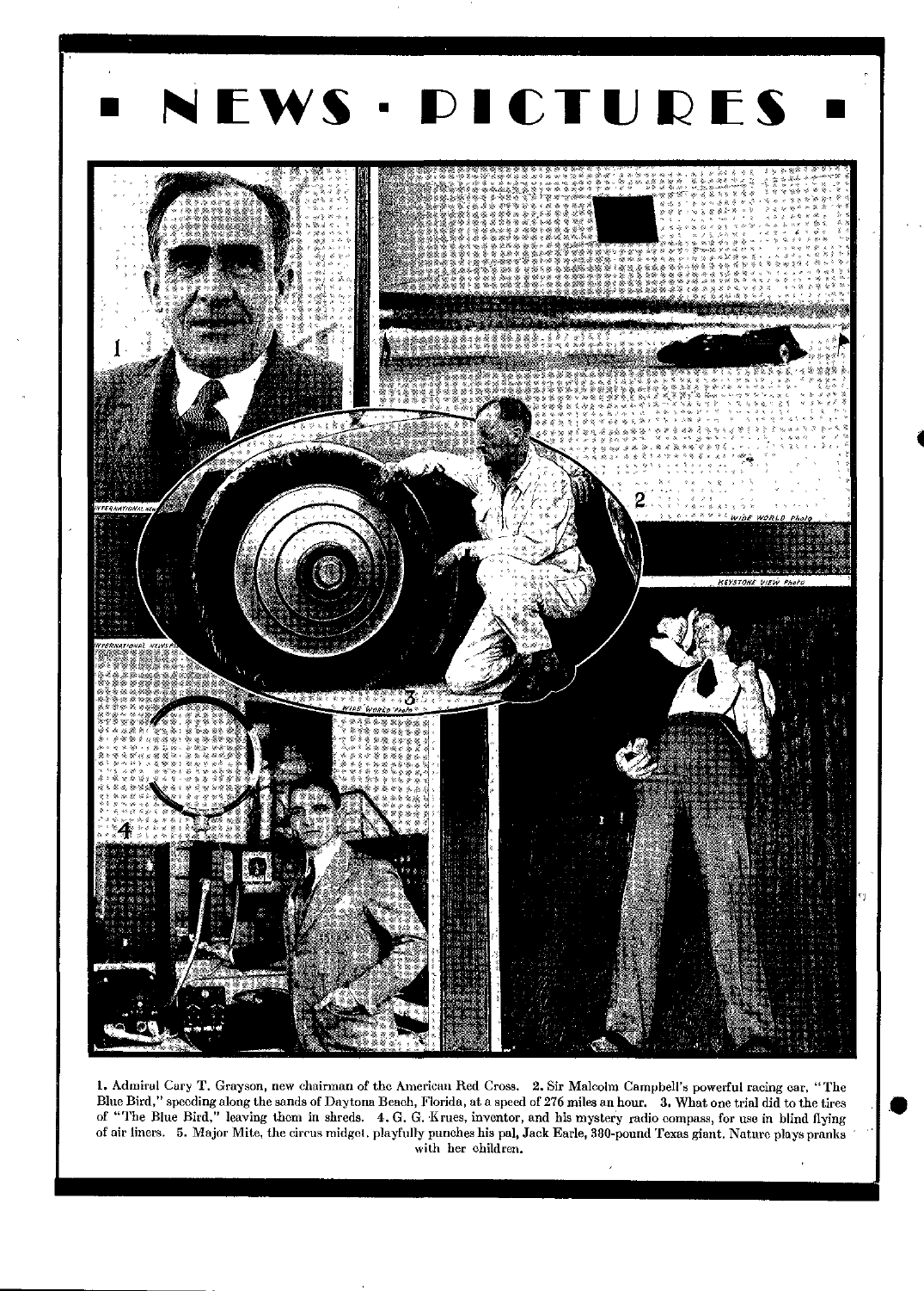# NEWS · PICTURES

1. Admiral Cary T. Grayson, new chairman of the American Red Cross. 2. Sir Malcolm Campbell's powerful racing car, "The Blue Bird," speeding along the sands of Daytona Beach, Florida, at a speed of 276 miles an hour. 3. What one trial did to the tires of "The Blue Bird," leaving them in shreds. 4. G. G. Krues, inventor, and his mystery radio compass, for use in blind flying of air liners. 5. Major Mite, the circus midget, playfully punches his pal, Jack Earle, 380-pound Texas giant. Nature plays pranks with her children.